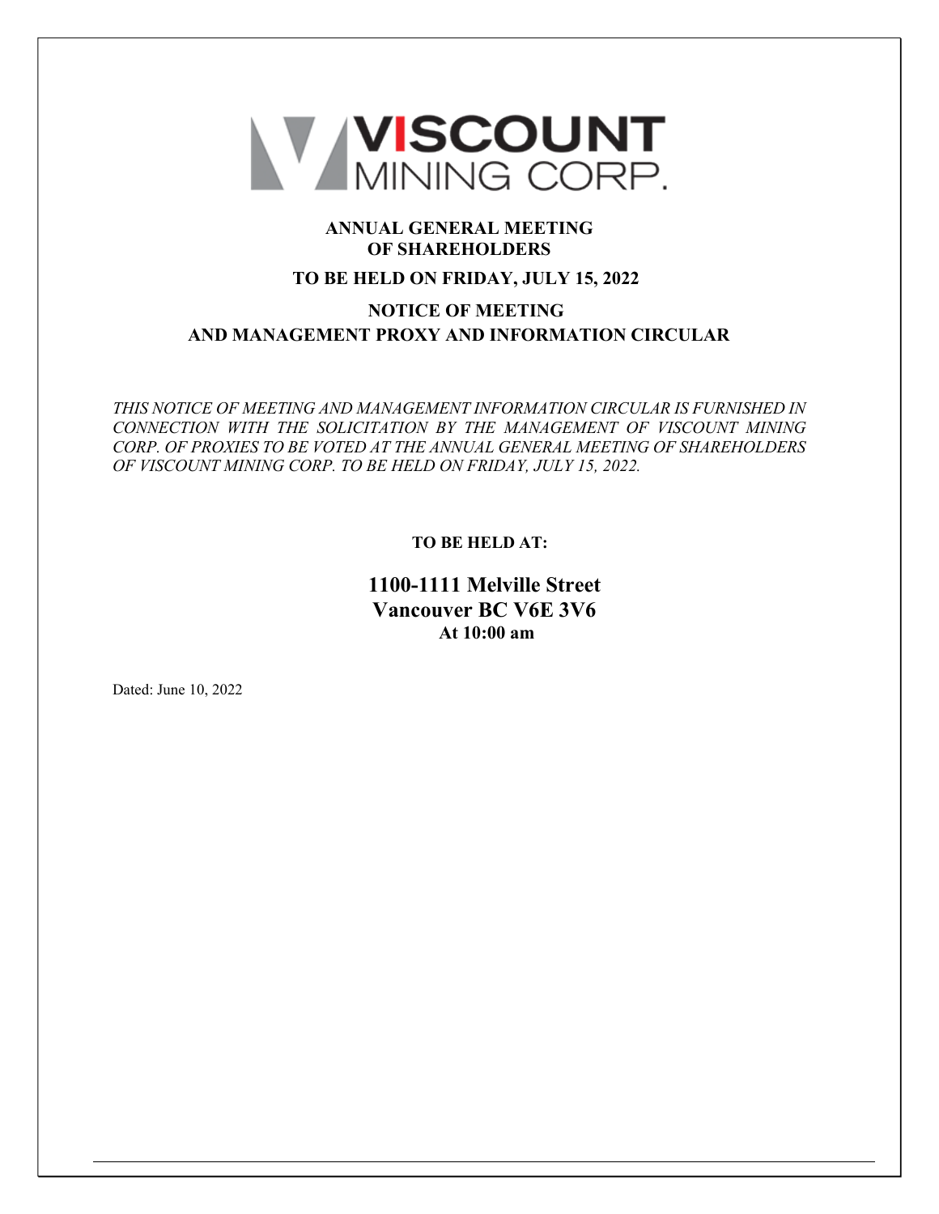# VISCOUNT MINING CORP.

## ANNUAL GENERAL MEETING OF SHAREHOLDERS

## TO BE HELD ON FRIDAY, JULY 15, 2022

## NOTICE OF MEETING AND MANAGEMENT PROXY AND INFORMATION CIRCULAR

*THIS NOTICE OF MEETING AND MANAGEMENT INFORMATION CIRCULAR IS FURNISHED IN CONNECTION WITH THE SOLICITATION BY THE MANAGEMENT OF VISCOUNT MINING CORP. OF PROXIES TO BE VOTED AT THE ANNUAL GENERAL MEETING OF SHAREHOLDERS OF VISCOUNT MINING CORP. TO BE HELD ON FRIDAY, JULY 15, 2022.*

**TO BE HELD AT:**

**1100-1111 Melville Street**
**Vancouver BC V6E 3V6**
**At 10:00 am**

Dated: June 10, 2022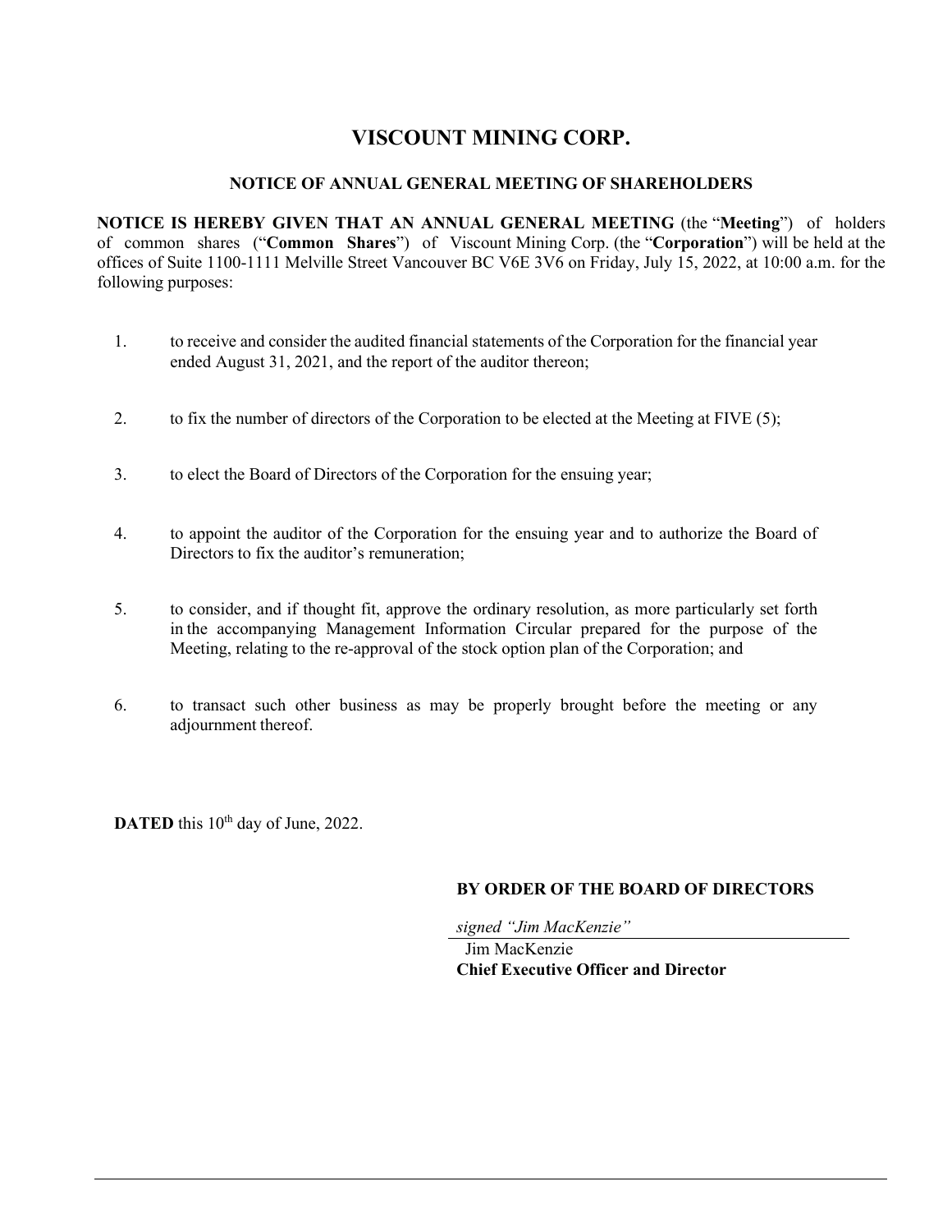# VISCOUNT MINING CORP.

## NOTICE OF ANNUAL GENERAL MEETING OF SHAREHOLDERS

**NOTICE IS HEREBY GIVEN THAT AN ANNUAL GENERAL MEETING** (the "**Meeting**") of holders of common shares ("**Common Shares**") of Viscount Mining Corp. (the "**Corporation**") will be held at the offices of Suite 1100-1111 Melville Street Vancouver BC V6E 3V6 on Friday, July 15, 2022, at 10:00 a.m. for the following purposes:

1. to receive and consider the audited financial statements of the Corporation for the financial year ended August 31, 2021, and the report of the auditor thereon;

2. to fix the number of directors of the Corporation to be elected at the Meeting at FIVE (5);

3. to elect the Board of Directors of the Corporation for the ensuing year;

4. to appoint the auditor of the Corporation for the ensuing year and to authorize the Board of Directors to fix the auditor's remuneration;

5. to consider, and if thought fit, approve the ordinary resolution, as more particularly set forth in the accompanying Management Information Circular prepared for the purpose of the Meeting, relating to the re-approval of the stock option plan of the Corporation; and

6. to transact such other business as may be properly brought before the meeting or any adjournment thereof.

**DATED** this 10th day of June, 2022.

**BY ORDER OF THE BOARD OF DIRECTORS**

*signed "Jim MacKenzie"*

Jim MacKenzie
**Chief Executive Officer and Director**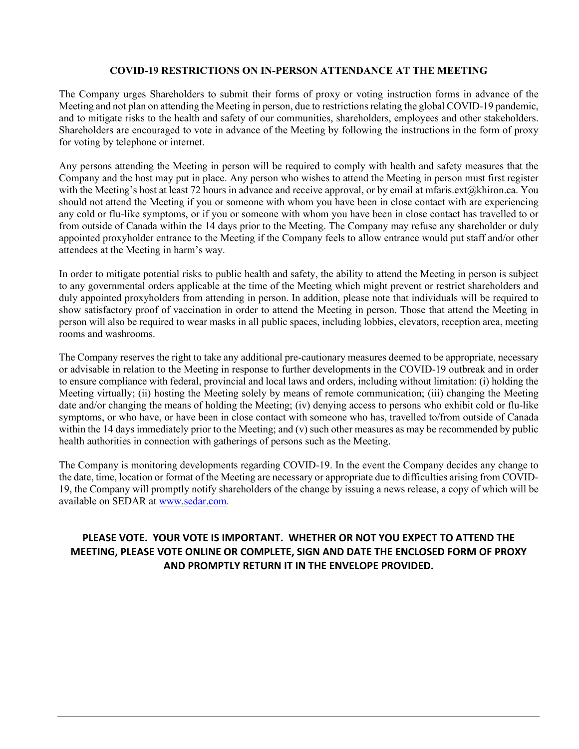## COVID-19 RESTRICTIONS ON IN-PERSON ATTENDANCE AT THE MEETING

The Company urges Shareholders to submit their forms of proxy or voting instruction forms in advance of the Meeting and not plan on attending the Meeting in person, due to restrictions relating the global COVID-19 pandemic, and to mitigate risks to the health and safety of our communities, shareholders, employees and other stakeholders. Shareholders are encouraged to vote in advance of the Meeting by following the instructions in the form of proxy for voting by telephone or internet.

Any persons attending the Meeting in person will be required to comply with health and safety measures that the Company and the host may put in place. Any person who wishes to attend the Meeting in person must first register with the Meeting's host at least 72 hours in advance and receive approval, or by email at mfaris.ext@khiron.ca. You should not attend the Meeting if you or someone with whom you have been in close contact with are experiencing any cold or flu-like symptoms, or if you or someone with whom you have been in close contact has travelled to or from outside of Canada within the 14 days prior to the Meeting. The Company may refuse any shareholder or duly appointed proxyholder entrance to the Meeting if the Company feels to allow entrance would put staff and/or other attendees at the Meeting in harm's way.

In order to mitigate potential risks to public health and safety, the ability to attend the Meeting in person is subject to any governmental orders applicable at the time of the Meeting which might prevent or restrict shareholders and duly appointed proxyholders from attending in person. In addition, please note that individuals will be required to show satisfactory proof of vaccination in order to attend the Meeting in person. Those that attend the Meeting in person will also be required to wear masks in all public spaces, including lobbies, elevators, reception area, meeting rooms and washrooms.

The Company reserves the right to take any additional pre-cautionary measures deemed to be appropriate, necessary or advisable in relation to the Meeting in response to further developments in the COVID-19 outbreak and in order to ensure compliance with federal, provincial and local laws and orders, including without limitation: (i) holding the Meeting virtually; (ii) hosting the Meeting solely by means of remote communication; (iii) changing the Meeting date and/or changing the means of holding the Meeting; (iv) denying access to persons who exhibit cold or flu-like symptoms, or who have, or have been in close contact with someone who has, travelled to/from outside of Canada within the 14 days immediately prior to the Meeting; and (v) such other measures as may be recommended by public health authorities in connection with gatherings of persons such as the Meeting.

The Company is monitoring developments regarding COVID-19. In the event the Company decides any change to the date, time, location or format of the Meeting are necessary or appropriate due to difficulties arising from COVID-19, the Company will promptly notify shareholders of the change by issuing a news release, a copy of which will be available on SEDAR at [www.sedar.com](www.sedar.com).

**PLEASE VOTE. YOUR VOTE IS IMPORTANT. WHETHER OR NOT YOU EXPECT TO ATTEND THE MEETING, PLEASE VOTE ONLINE OR COMPLETE, SIGN AND DATE THE ENCLOSED FORM OF PROXY AND PROMPTLY RETURN IT IN THE ENVELOPE PROVIDED.**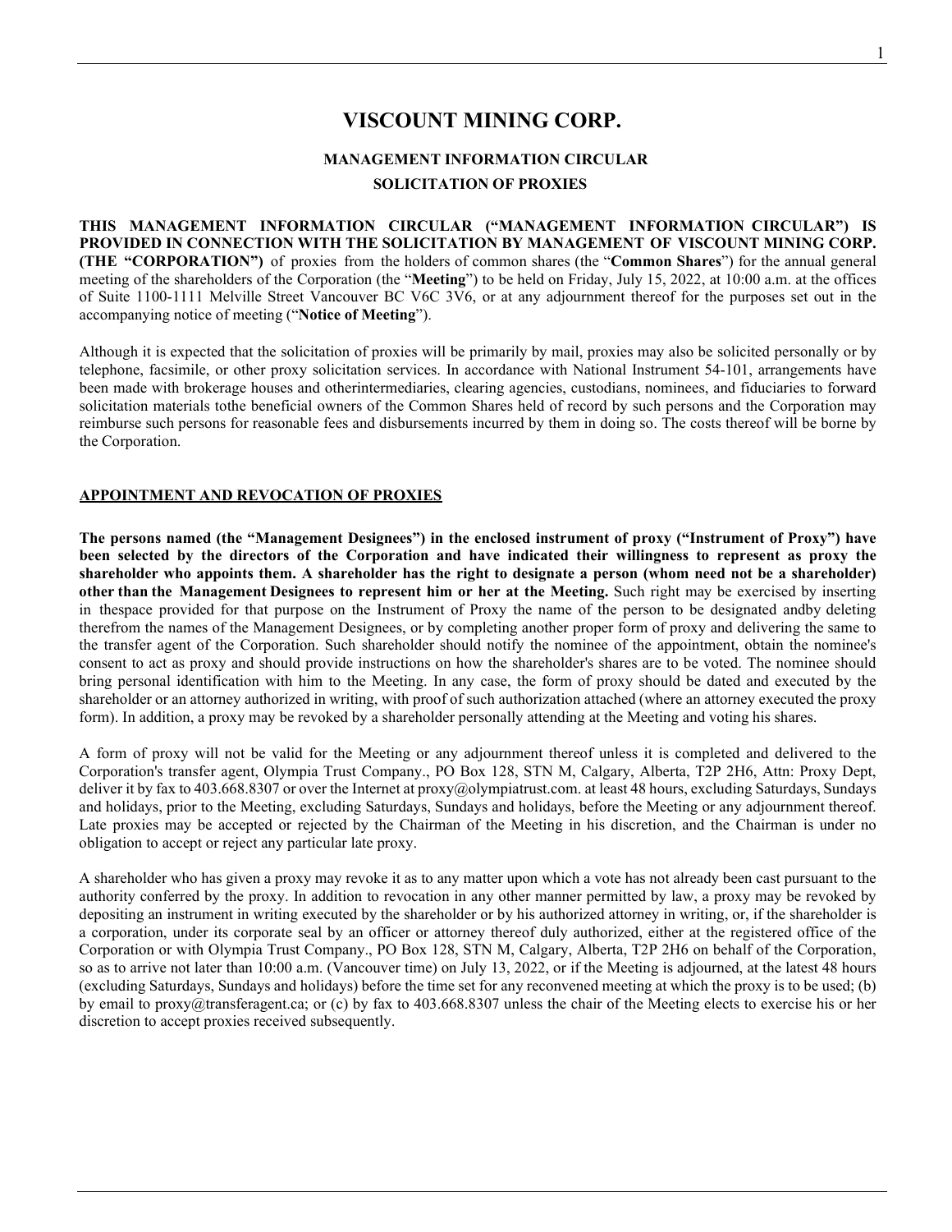# VISCOUNT MINING CORP.

## MANAGEMENT INFORMATION CIRCULAR

## SOLICITATION OF PROXIES

**THIS MANAGEMENT INFORMATION CIRCULAR ("MANAGEMENT INFORMATION CIRCULAR") IS PROVIDED IN CONNECTION WITH THE SOLICITATION BY MANAGEMENT OF VISCOUNT MINING CORP. (THE "CORPORATION")** of proxies from the holders of common shares (the "**Common Shares**") for the annual general meeting of the shareholders of the Corporation (the "**Meeting**") to be held on Friday, July 15, 2022, at 10:00 a.m. at the offices of Suite 1100-1111 Melville Street Vancouver BC V6C 3V6, or at any adjournment thereof for the purposes set out in the accompanying notice of meeting ("**Notice of Meeting**").

Although it is expected that the solicitation of proxies will be primarily by mail, proxies may also be solicited personally or by telephone, facsimile, or other proxy solicitation services. In accordance with National Instrument 54-101, arrangements have been made with brokerage houses and otherintermediaries, clearing agencies, custodians, nominees, and fiduciaries to forward solicitation materials tothe beneficial owners of the Common Shares held of record by such persons and the Corporation may reimburse such persons for reasonable fees and disbursements incurred by them in doing so. The costs thereof will be borne by the Corporation.

**APPOINTMENT AND REVOCATION OF PROXIES**

**The persons named (the "Management Designees") in the enclosed instrument of proxy ("Instrument of Proxy") have been selected by the directors of the Corporation and have indicated their willingness to represent as proxy the shareholder who appoints them. A shareholder has the right to designate a person (whom need not be a shareholder) other than the Management Designees to represent him or her at the Meeting.** Such right may be exercised by inserting in thespace provided for that purpose on the Instrument of Proxy the name of the person to be designated andby deleting therefrom the names of the Management Designees, or by completing another proper form of proxy and delivering the same to the transfer agent of the Corporation. Such shareholder should notify the nominee of the appointment, obtain the nominee's consent to act as proxy and should provide instructions on how the shareholder's shares are to be voted. The nominee should bring personal identification with him to the Meeting. In any case, the form of proxy should be dated and executed by the shareholder or an attorney authorized in writing, with proof of such authorization attached (where an attorney executed the proxy form). In addition, a proxy may be revoked by a shareholder personally attending at the Meeting and voting his shares.

A form of proxy will not be valid for the Meeting or any adjournment thereof unless it is completed and delivered to the Corporation's transfer agent, Olympia Trust Company., PO Box 128, STN M, Calgary, Alberta, T2P 2H6, Attn: Proxy Dept, deliver it by fax to 403.668.8307 or over the Internet at proxy@olympiatrust.com. at least 48 hours, excluding Saturdays, Sundays and holidays, prior to the Meeting, excluding Saturdays, Sundays and holidays, before the Meeting or any adjournment thereof. Late proxies may be accepted or rejected by the Chairman of the Meeting in his discretion, and the Chairman is under no obligation to accept or reject any particular late proxy.

A shareholder who has given a proxy may revoke it as to any matter upon which a vote has not already been cast pursuant to the authority conferred by the proxy. In addition to revocation in any other manner permitted by law, a proxy may be revoked by depositing an instrument in writing executed by the shareholder or by his authorized attorney in writing, or, if the shareholder is a corporation, under its corporate seal by an officer or attorney thereof duly authorized, either at the registered office of the Corporation or with Olympia Trust Company., PO Box 128, STN M, Calgary, Alberta, T2P 2H6 on behalf of the Corporation, so as to arrive not later than 10:00 a.m. (Vancouver time) on July 13, 2022, or if the Meeting is adjourned, at the latest 48 hours (excluding Saturdays, Sundays and holidays) before the time set for any reconvened meeting at which the proxy is to be used; (b) by email to proxy@transferagent.ca; or (c) by fax to 403.668.8307 unless the chair of the Meeting elects to exercise his or her discretion to accept proxies received subsequently.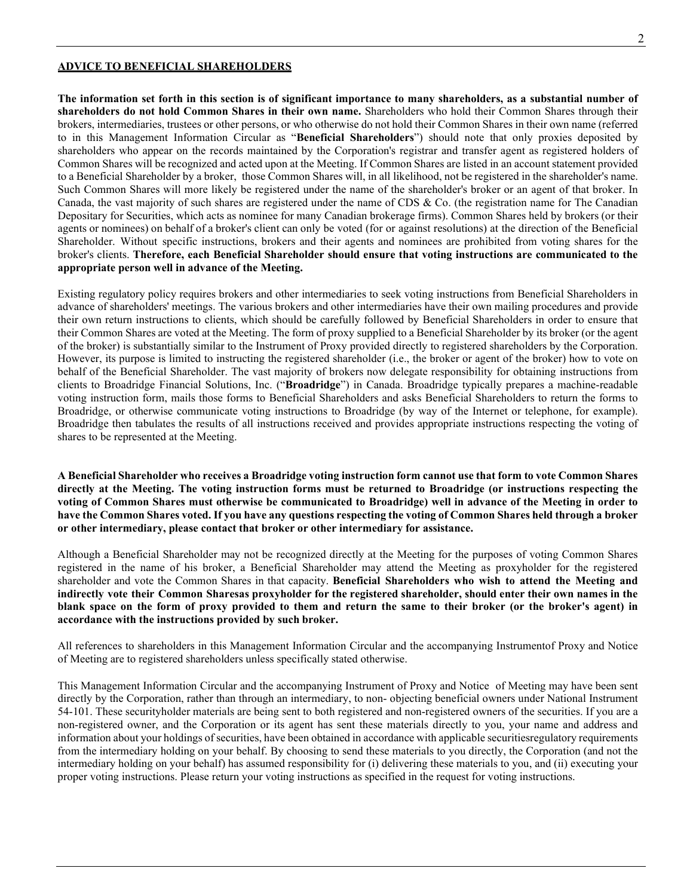## ADVICE TO BENEFICIAL SHAREHOLDERS

**The information set forth in this section is of significant importance to many shareholders, as a substantial number of shareholders do not hold Common Shares in their own name.** Shareholders who hold their Common Shares through their brokers, intermediaries, trustees or other persons, or who otherwise do not hold their Common Shares in their own name (referred to in this Management Information Circular as "**Beneficial Shareholders**") should note that only proxies deposited by shareholders who appear on the records maintained by the Corporation's registrar and transfer agent as registered holders of Common Shares will be recognized and acted upon at the Meeting. If Common Shares are listed in an account statement provided to a Beneficial Shareholder by a broker, those Common Shares will, in all likelihood, not be registered in the shareholder's name. Such Common Shares will more likely be registered under the name of the shareholder's broker or an agent of that broker. In Canada, the vast majority of such shares are registered under the name of CDS & Co. (the registration name for The Canadian Depositary for Securities, which acts as nominee for many Canadian brokerage firms). Common Shares held by brokers (or their agents or nominees) on behalf of a broker's client can only be voted (for or against resolutions) at the direction of the Beneficial Shareholder. Without specific instructions, brokers and their agents and nominees are prohibited from voting shares for the broker's clients. **Therefore, each Beneficial Shareholder should ensure that voting instructions are communicated to the appropriate person well in advance of the Meeting.**

Existing regulatory policy requires brokers and other intermediaries to seek voting instructions from Beneficial Shareholders in advance of shareholders' meetings. The various brokers and other intermediaries have their own mailing procedures and provide their own return instructions to clients, which should be carefully followed by Beneficial Shareholders in order to ensure that their Common Shares are voted at the Meeting. The form of proxy supplied to a Beneficial Shareholder by its broker (or the agent of the broker) is substantially similar to the Instrument of Proxy provided directly to registered shareholders by the Corporation. However, its purpose is limited to instructing the registered shareholder (i.e., the broker or agent of the broker) how to vote on behalf of the Beneficial Shareholder. The vast majority of brokers now delegate responsibility for obtaining instructions from clients to Broadridge Financial Solutions, Inc. ("**Broadridge**") in Canada. Broadridge typically prepares a machine-readable voting instruction form, mails those forms to Beneficial Shareholders and asks Beneficial Shareholders to return the forms to Broadridge, or otherwise communicate voting instructions to Broadridge (by way of the Internet or telephone, for example). Broadridge then tabulates the results of all instructions received and provides appropriate instructions respecting the voting of shares to be represented at the Meeting.

**A Beneficial Shareholder who receives a Broadridge voting instruction form cannot use that form to vote Common Shares directly at the Meeting. The voting instruction forms must be returned to Broadridge (or instructions respecting the voting of Common Shares must otherwise be communicated to Broadridge) well in advance of the Meeting in order to have the Common Shares voted. If you have any questions respecting the voting of Common Shares held through a broker or other intermediary, please contact that broker or other intermediary for assistance.**

Although a Beneficial Shareholder may not be recognized directly at the Meeting for the purposes of voting Common Shares registered in the name of his broker, a Beneficial Shareholder may attend the Meeting as proxyholder for the registered shareholder and vote the Common Shares in that capacity. **Beneficial Shareholders who wish to attend the Meeting and indirectly vote their Common Sharesas proxyholder for the registered shareholder, should enter their own names in the blank space on the form of proxy provided to them and return the same to their broker (or the broker's agent) in accordance with the instructions provided by such broker.**

All references to shareholders in this Management Information Circular and the accompanying Instrumentof Proxy and Notice of Meeting are to registered shareholders unless specifically stated otherwise.

This Management Information Circular and the accompanying Instrument of Proxy and Notice of Meeting may have been sent directly by the Corporation, rather than through an intermediary, to non- objecting beneficial owners under National Instrument 54-101. These securityholder materials are being sent to both registered and non-registered owners of the securities. If you are a non-registered owner, and the Corporation or its agent has sent these materials directly to you, your name and address and information about your holdings of securities, have been obtained in accordance with applicable securitiesregulatory requirements from the intermediary holding on your behalf. By choosing to send these materials to you directly, the Corporation (and not the intermediary holding on your behalf) has assumed responsibility for (i) delivering these materials to you, and (ii) executing your proper voting instructions. Please return your voting instructions as specified in the request for voting instructions.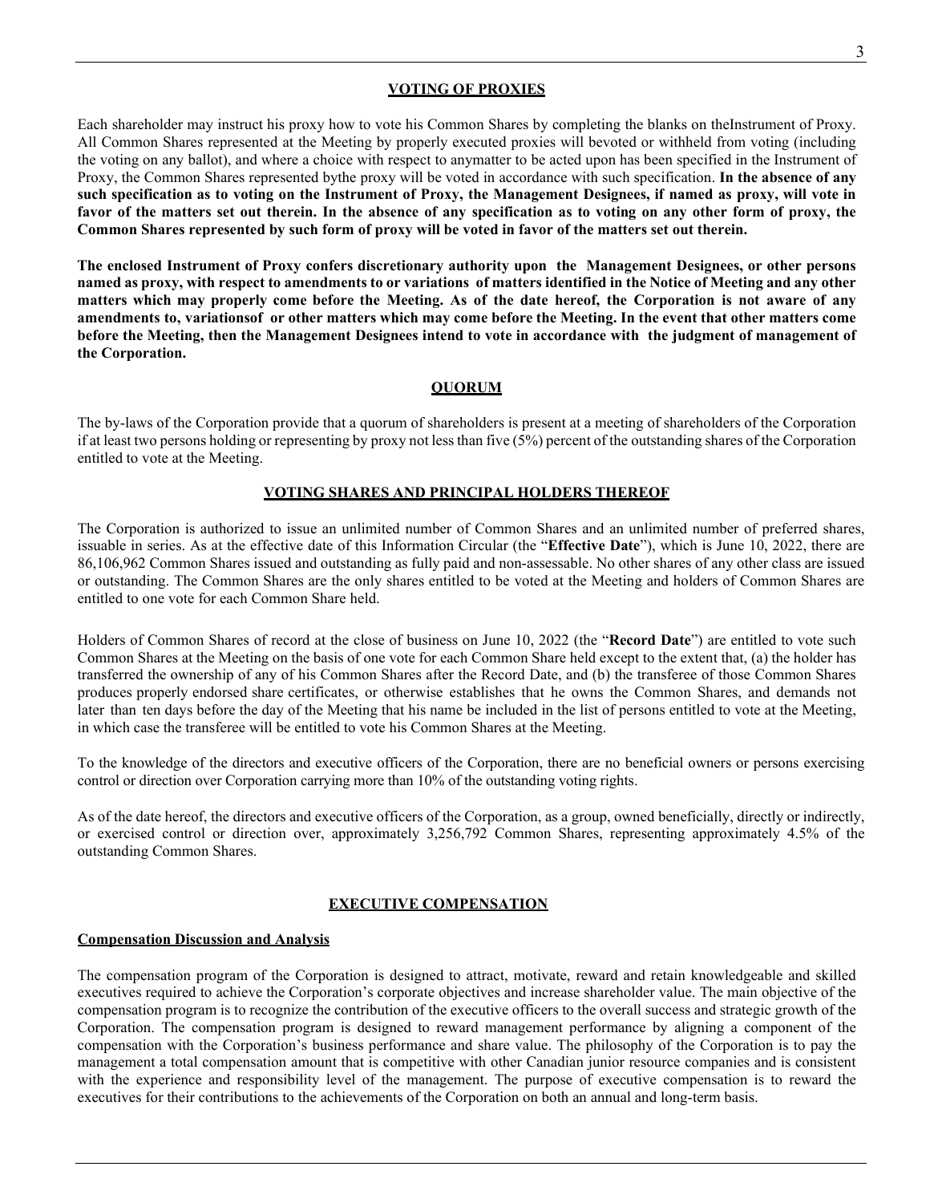## VOTING OF PROXIES

Each shareholder may instruct his proxy how to vote his Common Shares by completing the blanks on theInstrument of Proxy. All Common Shares represented at the Meeting by properly executed proxies will bevoted or withheld from voting (including the voting on any ballot), and where a choice with respect to anymatter to be acted upon has been specified in the Instrument of Proxy, the Common Shares represented bythe proxy will be voted in accordance with such specification. **In the absence of any such specification as to voting on the Instrument of Proxy, the Management Designees, if named as proxy, will vote in favor of the matters set out therein. In the absence of any specification as to voting on any other form of proxy, the Common Shares represented by such form of proxy will be voted in favor of the matters set out therein.**

**The enclosed Instrument of Proxy confers discretionary authority upon the Management Designees, or other persons named as proxy, with respect to amendments to or variations of matters identified in the Notice of Meeting and any other matters which may properly come before the Meeting. As of the date hereof, the Corporation is not aware of any amendments to, variationsof or other matters which may come before the Meeting. In the event that other matters come before the Meeting, then the Management Designees intend to vote in accordance with the judgment of management of the Corporation.**

## QUORUM

The by-laws of the Corporation provide that a quorum of shareholders is present at a meeting of shareholders of the Corporation if at least two persons holding or representing by proxy not less than five (5%) percent of the outstanding shares of the Corporation entitled to vote at the Meeting.

## VOTING SHARES AND PRINCIPAL HOLDERS THEREOF

The Corporation is authorized to issue an unlimited number of Common Shares and an unlimited number of preferred shares, issuable in series. As at the effective date of this Information Circular (the "**Effective Date**"), which is June 10, 2022, there are 86,106,962 Common Shares issued and outstanding as fully paid and non-assessable. No other shares of any other class are issued or outstanding. The Common Shares are the only shares entitled to be voted at the Meeting and holders of Common Shares are entitled to one vote for each Common Share held.

Holders of Common Shares of record at the close of business on June 10, 2022 (the "**Record Date**") are entitled to vote such Common Shares at the Meeting on the basis of one vote for each Common Share held except to the extent that, (a) the holder has transferred the ownership of any of his Common Shares after the Record Date, and (b) the transferee of those Common Shares produces properly endorsed share certificates, or otherwise establishes that he owns the Common Shares, and demands not later than ten days before the day of the Meeting that his name be included in the list of persons entitled to vote at the Meeting, in which case the transferee will be entitled to vote his Common Shares at the Meeting.

To the knowledge of the directors and executive officers of the Corporation, there are no beneficial owners or persons exercising control or direction over Corporation carrying more than 10% of the outstanding voting rights.

As of the date hereof, the directors and executive officers of the Corporation, as a group, owned beneficially, directly or indirectly, or exercised control or direction over, approximately 3,256,792 Common Shares, representing approximately 4.5% of the outstanding Common Shares.

## EXECUTIVE COMPENSATION

### Compensation Discussion and Analysis

The compensation program of the Corporation is designed to attract, motivate, reward and retain knowledgeable and skilled executives required to achieve the Corporation's corporate objectives and increase shareholder value. The main objective of the compensation program is to recognize the contribution of the executive officers to the overall success and strategic growth of the Corporation. The compensation program is designed to reward management performance by aligning a component of the compensation with the Corporation's business performance and share value. The philosophy of the Corporation is to pay the management a total compensation amount that is competitive with other Canadian junior resource companies and is consistent with the experience and responsibility level of the management. The purpose of executive compensation is to reward the executives for their contributions to the achievements of the Corporation on both an annual and long-term basis.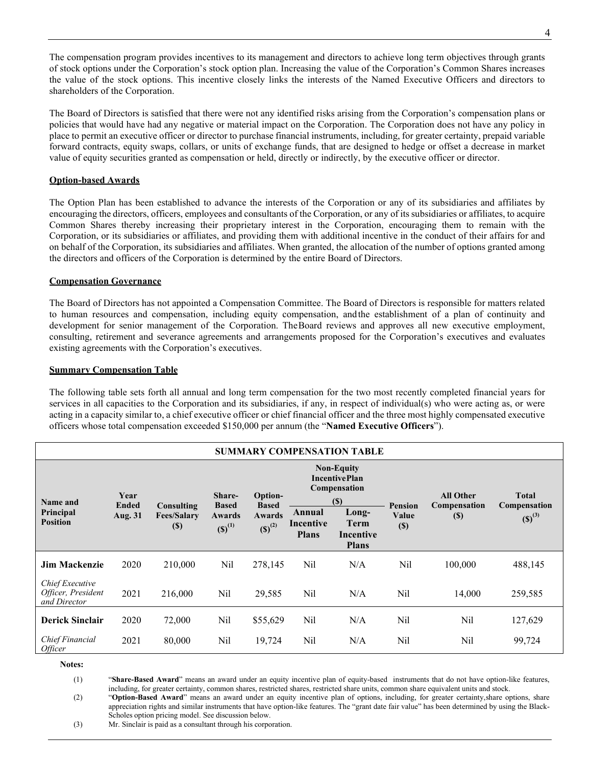The compensation program provides incentives to its management and directors to achieve long term objectives through grants of stock options under the Corporation's stock option plan. Increasing the value of the Corporation's Common Shares increases the value of the stock options. This incentive closely links the interests of the Named Executive Officers and directors to shareholders of the Corporation.

The Board of Directors is satisfied that there were not any identified risks arising from the Corporation's compensation plans or policies that would have had any negative or material impact on the Corporation. The Corporation does not have any policy in place to permit an executive officer or director to purchase financial instruments, including, for greater certainty, prepaid variable forward contracts, equity swaps, collars, or units of exchange funds, that are designed to hedge or offset a decrease in market value of equity securities granted as compensation or held, directly or indirectly, by the executive officer or director.

## Option-based Awards

The Option Plan has been established to advance the interests of the Corporation or any of its subsidiaries and affiliates by encouraging the directors, officers, employees and consultants of the Corporation, or any of its subsidiaries or affiliates, to acquire Common Shares thereby increasing their proprietary interest in the Corporation, encouraging them to remain with the Corporation, or its subsidiaries or affiliates, and providing them with additional incentive in the conduct of their affairs for and on behalf of the Corporation, its subsidiaries and affiliates. When granted, the allocation of the number of options granted among the directors and officers of the Corporation is determined by the entire Board of Directors.

## Compensation Governance

The Board of Directors has not appointed a Compensation Committee. The Board of Directors is responsible for matters related to human resources and compensation, including equity compensation, and the establishment of a plan of continuity and development for senior management of the Corporation. The Board reviews and approves all new executive employment, consulting, retirement and severance agreements and arrangements proposed for the Corporation's executives and evaluates existing agreements with the Corporation's executives.

## Summary Compensation Table

The following table sets forth all annual and long term compensation for the two most recently completed financial years for services in all capacities to the Corporation and its subsidiaries, if any, in respect of individual(s) who were acting as, or were acting in a capacity similar to, a chief executive officer or chief financial officer and the three most highly compensated executive officers whose total compensation exceeded $150,000 per annum (the "**Named Executive Officers**").

**SUMMARY COMPENSATION TABLE**

| Name and Principal Position | Year Ended Aug. 31 | Consulting Fees/Salary ($) | Share-Based Awards ($)(1) | Option-Based Awards ($)(2) | Non-Equity Incentive Plan Compensation ($) | | Pension Value ($) | All Other Compensation ($) | Total Compensation ($)(3) |
|---|---|---|---|---|---|---|---|---|---|
| | | | | | Annual Incentive Plans | Long-Term Incentive Plans | | | |
| **Jim Mackenzie** | 2020 | 210,000 | Nil | 278,145 | Nil | N/A | Nil | 100,000 | 488,145 |
| *Chief Executive Officer, President and Director* | 2021 | 216,000 | Nil | 29,585 | Nil | N/A | Nil | 14,000 | 259,585 |
| **Derick Sinclair** | 2020 | 72,000 | Nil | $55,629 | Nil | N/A | Nil | Nil | 127,629 |
| *Chief Financial Officer* | 2021 | 80,000 | Nil | 19,724 | Nil | N/A | Nil | Nil | 99,724 |

**Notes:**

(1) "**Share-Based Award**" means an award under an equity incentive plan of equity-based instruments that do not have option-like features, including, for greater certainty, common shares, restricted shares, restricted share units, common share equivalent units and stock.

(2) "**Option-Based Award**" means an award under an equity incentive plan of options, including, for greater certainty, share options, share appreciation rights and similar instruments that have option-like features. The "grant date fair value" has been determined by using the Black-Scholes option pricing model. See discussion below.

(3) Mr. Sinclair is paid as a consultant through his corporation.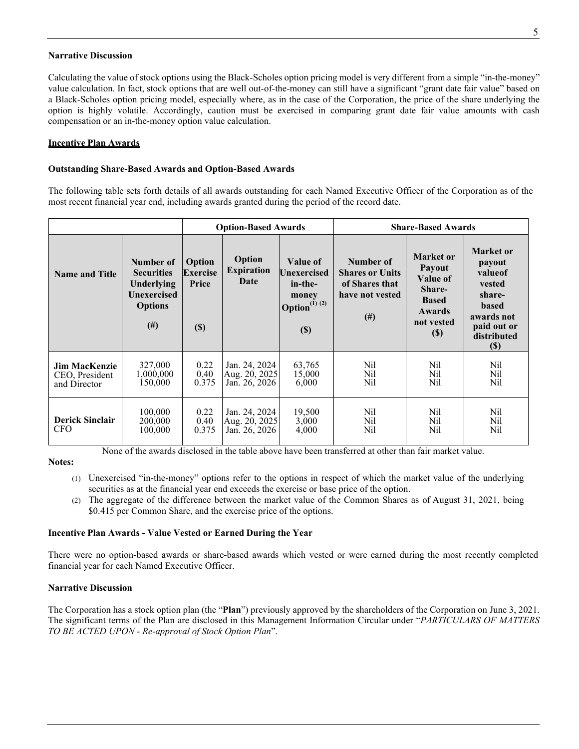### Narrative Discussion

Calculating the value of stock options using the Black-Scholes option pricing model is very different from a simple "in-the-money" value calculation. In fact, stock options that are well out-of-the-money can still have a significant "grant date fair value" based on a Black-Scholes option pricing model, especially where, as in the case of the Corporation, the price of the share underlying the option is highly volatile. Accordingly, caution must be exercised in comparing grant date fair value amounts with cash compensation or an in-the-money option value calculation.

## Incentive Plan Awards

### Outstanding Share-Based Awards and Option-Based Awards

The following table sets forth details of all awards outstanding for each Named Executive Officer of the Corporation as of the most recent financial year end, including awards granted during the period of the record date.

| | Option-Based Awards | | | | Share-Based Awards | | |
|---|---|---|---|---|---|---|---|
| **Name and Title** | **Number of Securities Underlying Unexercised Options (#)** | **Option Exercise Price ($)** | **Option Expiration Date** | **Value of Unexercised in-the-money Option(1) (2) ($)** | **Number of Shares or Units of Shares that have not vested (#)** | **Market or Payout Value of Share-Based Awards not vested ($)** | **Market or payout valueof vested share-based awards not paid out or distributed ($)** |
| **Jim MacKenzie** CEO, President and Director | 327,000<br>1,000,000<br>150,000 | 0.22<br>0.40<br>0.375 | Jan. 24, 2024<br>Aug. 20, 2025<br>Jan. 26, 2026 | 63,765<br>15,000<br>6,000 | Nil<br>Nil<br>Nil | Nil<br>Nil<br>Nil | Nil<br>Nil<br>Nil |
| **Derick Sinclair** CFO | 100,000<br>200,000<br>100,000 | 0.22<br>0.40<br>0.375 | Jan. 24, 2024<br>Aug. 20, 2025<br>Jan. 26, 2026 | 19,500<br>3,000<br>4,000 | Nil<br>Nil<br>Nil | Nil<br>Nil<br>Nil | Nil<br>Nil<br>Nil |

None of the awards disclosed in the table above have been transferred at other than fair market value.

**Notes:**

(1) Unexercised "in-the-money" options refer to the options in respect of which the market value of the underlying securities as at the financial year end exceeds the exercise or base price of the option.

(2) The aggregate of the difference between the market value of the Common Shares as of August 31, 2021, being \$0.415 per Common Share, and the exercise price of the options.

### Incentive Plan Awards - Value Vested or Earned During the Year

There were no option-based awards or share-based awards which vested or were earned during the most recently completed financial year for each Named Executive Officer.

### Narrative Discussion

The Corporation has a stock option plan (the "**Plan**") previously approved by the shareholders of the Corporation on June 3, 2021. The significant terms of the Plan are disclosed in this Management Information Circular under "*PARTICULARS OF MATTERS TO BE ACTED UPON - Re-approval of Stock Option Plan*".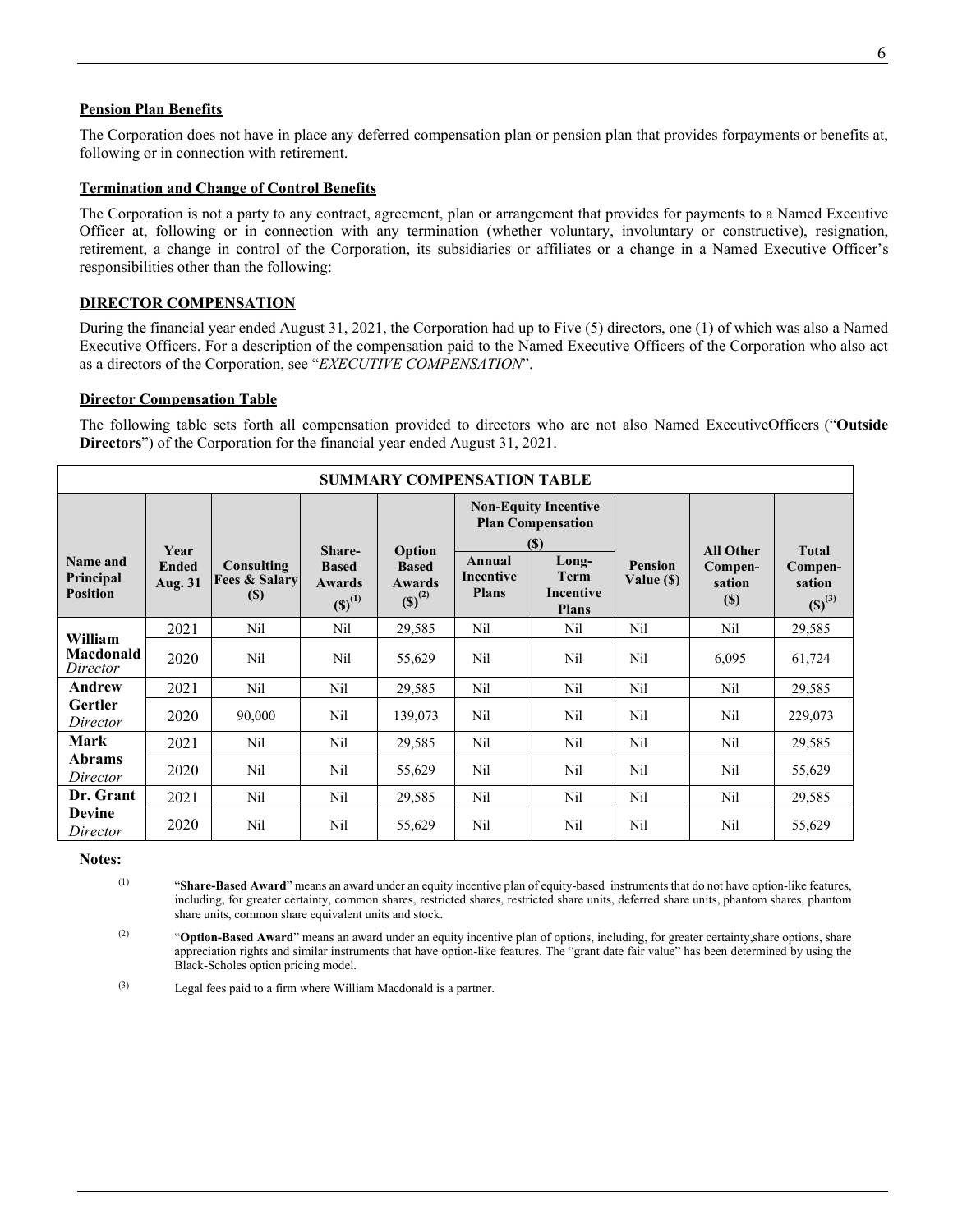**Pension Plan Benefits**

The Corporation does not have in place any deferred compensation plan or pension plan that provides forpayments or benefits at, following or in connection with retirement.

**Termination and Change of Control Benefits**

The Corporation is not a party to any contract, agreement, plan or arrangement that provides for payments to a Named Executive Officer at, following or in connection with any termination (whether voluntary, involuntary or constructive), resignation, retirement, a change in control of the Corporation, its subsidiaries or affiliates or a change in a Named Executive Officer's responsibilities other than the following:

**DIRECTOR COMPENSATION**

During the financial year ended August 31, 2021, the Corporation had up to Five (5) directors, one (1) of which was also a Named Executive Officers. For a description of the compensation paid to the Named Executive Officers of the Corporation who also act as a directors of the Corporation, see "*EXECUTIVE COMPENSATION*".

**Director Compensation Table**

The following table sets forth all compensation provided to directors who are not also Named ExecutiveOfficers ("**Outside Directors**") of the Corporation for the financial year ended August 31, 2021.

**SUMMARY COMPENSATION TABLE**

| Name and Principal Position | Year Ended Aug. 31 | Consulting Fees & Salary ($) | Share-Based Awards ($)[1] | Option Based Awards ($)[2] | Non-Equity Incentive Plan Compensation ($) | | Pension Value ($) | All Other Compen-sation ($) | Total Compen-sation ($)[3] |
|---|---|---|---|---|---|---|---|---|---|
| | | | | | Annual Incentive Plans | Long-Term Incentive Plans | | | |
| **William Macdonald** *Director* | 2021 | Nil | Nil | 29,585 | Nil | Nil | Nil | Nil | 29,585 |
| | 2020 | Nil | Nil | 55,629 | Nil | Nil | Nil | 6,095 | 61,724 |
| **Andrew Gertler** *Director* | 2021 | Nil | Nil | 29,585 | Nil | Nil | Nil | Nil | 29,585 |
| | 2020 | 90,000 | Nil | 139,073 | Nil | Nil | Nil | Nil | 229,073 |
| **Mark Abrams** *Director* | 2021 | Nil | Nil | 29,585 | Nil | Nil | Nil | Nil | 29,585 |
| | 2020 | Nil | Nil | 55,629 | Nil | Nil | Nil | Nil | 55,629 |
| **Dr. Grant Devine** *Director* | 2021 | Nil | Nil | 29,585 | Nil | Nil | Nil | Nil | 29,585 |
| | 2020 | Nil | Nil | 55,629 | Nil | Nil | Nil | Nil | 55,629 |

**Notes:**

(1) "**Share-Based Award**" means an award under an equity incentive plan of equity-based instruments that do not have option-like features, including, for greater certainty, common shares, restricted shares, restricted share units, deferred share units, phantom shares, phantom share units, common share equivalent units and stock.

(2) "**Option-Based Award**" means an award under an equity incentive plan of options, including, for greater certainty,share options, share appreciation rights and similar instruments that have option-like features. The "grant date fair value" has been determined by using the Black-Scholes option pricing model.

(3) Legal fees paid to a firm where William Macdonald is a partner.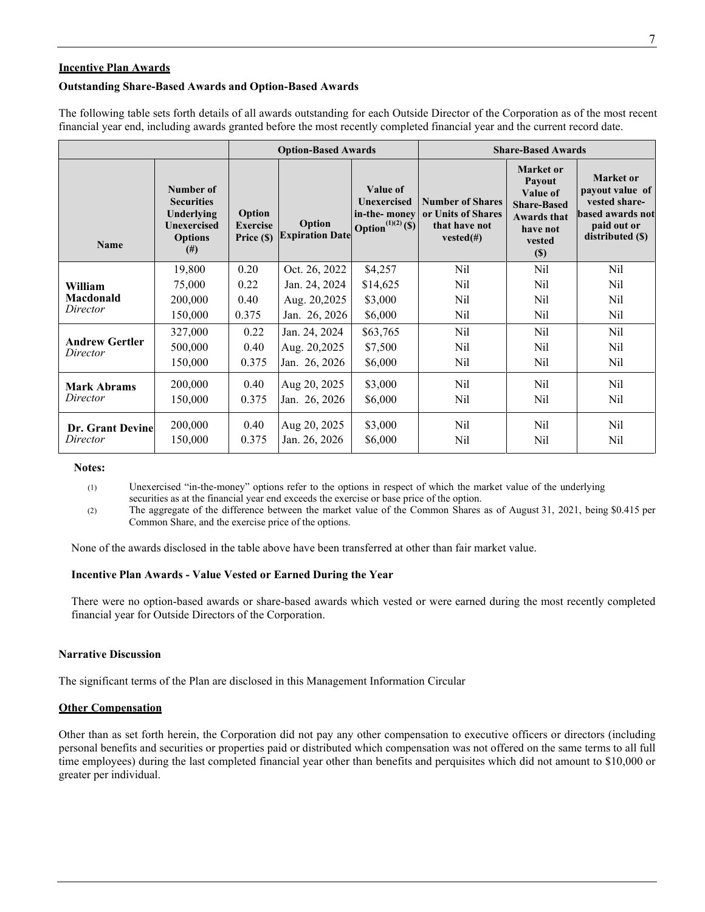## Incentive Plan Awards

### Outstanding Share-Based Awards and Option-Based Awards

The following table sets forth details of all awards outstanding for each Outside Director of the Corporation as of the most recent financial year end, including awards granted before the most recently completed financial year and the current record date.

| | | Option-Based Awards | | | Share-Based Awards | | |
|---|---|---|---|---|---|---|---|
| **Name** | **Number of Securities Underlying Unexercised Options (#)** | **Option Exercise Price ($)** | **Option Expiration Date** | **Value of Unexercised in-the- money Option(1)(2) ($)** | **Number of Shares or Units of Shares that have not vested(#)** | **Market or Payout Value of Share-Based Awards that have not vested ($)** | **Market or payout value of vested share-based awards not paid out or distributed ($)** |
| **William Macdonald** *Director* | 19,800 | 0.20 | Oct. 26, 2022 | $4,257 | Nil | Nil | Nil |
| | 75,000 | 0.22 | Jan. 24, 2024 | $14,625 | Nil | Nil | Nil |
| | 200,000 | 0.40 | Aug. 20,2025 | $3,000 | Nil | Nil | Nil |
| | 150,000 | 0.375 | Jan. 26, 2026 | $6,000 | Nil | Nil | Nil |
| **Andrew Gertler** *Director* | 327,000 | 0.22 | Jan. 24, 2024 | $63,765 | Nil | Nil | Nil |
| | 500,000 | 0.40 | Aug. 20,2025 | $7,500 | Nil | Nil | Nil |
| | 150,000 | 0.375 | Jan. 26, 2026 | $6,000 | Nil | Nil | Nil |
| **Mark Abrams** *Director* | 200,000 | 0.40 | Aug 20, 2025 | $3,000 | Nil | Nil | Nil |
| | 150,000 | 0.375 | Jan. 26, 2026 | $6,000 | Nil | Nil | Nil |
| **Dr. Grant Devine** *Director* | 200,000 | 0.40 | Aug 20, 2025 | $3,000 | Nil | Nil | Nil |
| | 150,000 | 0.375 | Jan. 26, 2026 | $6,000 | Nil | Nil | Nil |

**Notes:**

(1) Unexercised "in-the-money" options refer to the options in respect of which the market value of the underlying securities as at the financial year end exceeds the exercise or base price of the option.

(2) The aggregate of the difference between the market value of the Common Shares as of August 31, 2021, being $0.415 per Common Share, and the exercise price of the options.

None of the awards disclosed in the table above have been transferred at other than fair market value.

### Incentive Plan Awards - Value Vested or Earned During the Year

There were no option-based awards or share-based awards which vested or were earned during the most recently completed financial year for Outside Directors of the Corporation.

### Narrative Discussion

The significant terms of the Plan are disclosed in this Management Information Circular

## Other Compensation

Other than as set forth herein, the Corporation did not pay any other compensation to executive officers or directors (including personal benefits and securities or properties paid or distributed which compensation was not offered on the same terms to all full time employees) during the last completed financial year other than benefits and perquisites which did not amount to $10,000 or greater per individual.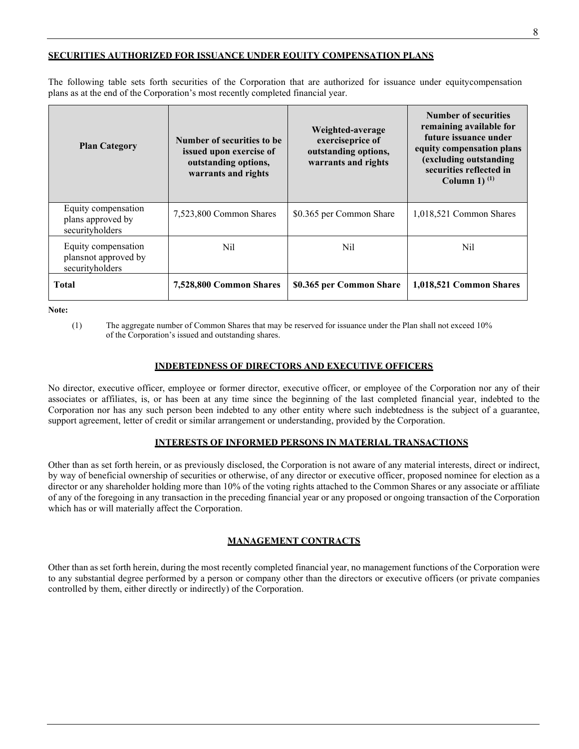## SECURITIES AUTHORIZED FOR ISSUANCE UNDER EQUITY COMPENSATION PLANS

The following table sets forth securities of the Corporation that are authorized for issuance under equitycompensation plans as at the end of the Corporation's most recently completed financial year.

| Plan Category | Number of securities to be issued upon exercise of outstanding options, warrants and rights | Weighted-average exerciseprice of outstanding options, warrants and rights | Number of securities remaining available for future issuance under equity compensation plans (excluding outstanding securities reflected in Column 1) [(1)] |
|---|---|---|---|
| Equity compensation plans approved by securityholders | 7,523,800 Common Shares | $0.365 per Common Share | 1,018,521 Common Shares |
| Equity compensation plansnot approved by securityholders | Nil | Nil | Nil |
| **Total** | **7,528,800 Common Shares** | **$0.365 per Common Share** | **1,018,521 Common Shares** |

**Note:**

(1) The aggregate number of Common Shares that may be reserved for issuance under the Plan shall not exceed 10% of the Corporation's issued and outstanding shares.

## INDEBTEDNESS OF DIRECTORS AND EXECUTIVE OFFICERS

No director, executive officer, employee or former director, executive officer, or employee of the Corporation nor any of their associates or affiliates, is, or has been at any time since the beginning of the last completed financial year, indebted to the Corporation nor has any such person been indebted to any other entity where such indebtedness is the subject of a guarantee, support agreement, letter of credit or similar arrangement or understanding, provided by the Corporation.

## INTERESTS OF INFORMED PERSONS IN MATERIAL TRANSACTIONS

Other than as set forth herein, or as previously disclosed, the Corporation is not aware of any material interests, direct or indirect, by way of beneficial ownership of securities or otherwise, of any director or executive officer, proposed nominee for election as a director or any shareholder holding more than 10% of the voting rights attached to the Common Shares or any associate or affiliate of any of the foregoing in any transaction in the preceding financial year or any proposed or ongoing transaction of the Corporation which has or will materially affect the Corporation.

## MANAGEMENT CONTRACTS

Other than as set forth herein, during the most recently completed financial year, no management functions of the Corporation were to any substantial degree performed by a person or company other than the directors or executive officers (or private companies controlled by them, either directly or indirectly) of the Corporation.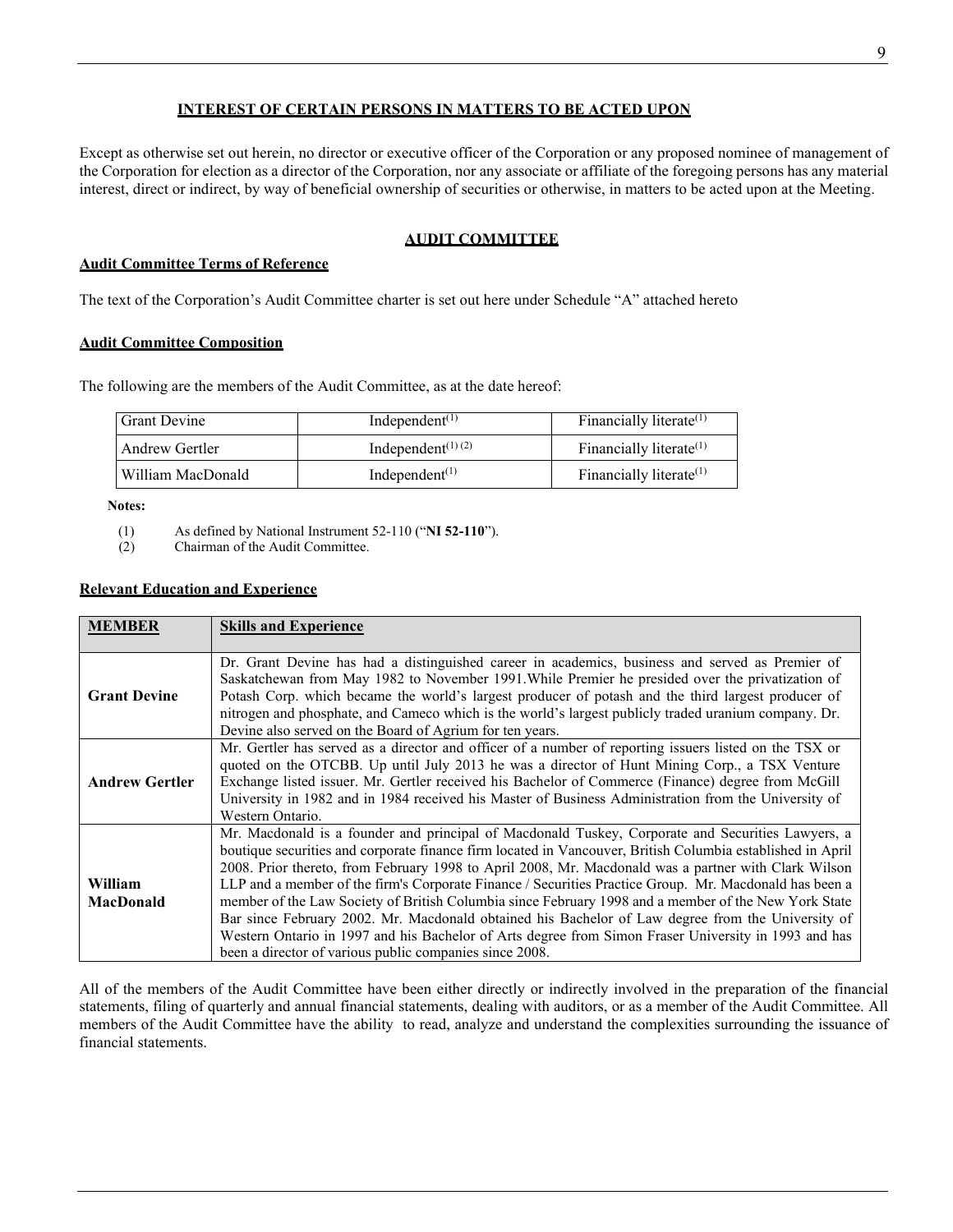## INTEREST OF CERTAIN PERSONS IN MATTERS TO BE ACTED UPON

Except as otherwise set out herein, no director or executive officer of the Corporation or any proposed nominee of management of the Corporation for election as a director of the Corporation, nor any associate or affiliate of the foregoing persons has any material interest, direct or indirect, by way of beneficial ownership of securities or otherwise, in matters to be acted upon at the Meeting.

## AUDIT COMMITTEE

### Audit Committee Terms of Reference

The text of the Corporation's Audit Committee charter is set out here under Schedule "A" attached hereto

### Audit Committee Composition

The following are the members of the Audit Committee, as at the date hereof:

| | | |
|---|---|---|
| Grant Devine | Independent[(1)] | Financially literate[(1)] |
| Andrew Gertler | Independent[(1) (2)] | Financially literate[(1)] |
| William MacDonald | Independent[(1)] | Financially literate[(1)] |

**Notes:**

(1) As defined by National Instrument 52-110 ("**NI 52-110**").
(2) Chairman of the Audit Committee.

### Relevant Education and Experience

| MEMBER | Skills and Experience |
|---|---|
| **Grant Devine** | Dr. Grant Devine has had a distinguished career in academics, business and served as Premier of Saskatchewan from May 1982 to November 1991.While Premier he presided over the privatization of Potash Corp. which became the world's largest producer of potash and the third largest producer of nitrogen and phosphate, and Cameco which is the world's largest publicly traded uranium company. Dr. Devine also served on the Board of Agrium for ten years. |
| **Andrew Gertler** | Mr. Gertler has served as a director and officer of a number of reporting issuers listed on the TSX or quoted on the OTCBB. Up until July 2013 he was a director of Hunt Mining Corp., a TSX Venture Exchange listed issuer. Mr. Gertler received his Bachelor of Commerce (Finance) degree from McGill University in 1982 and in 1984 received his Master of Business Administration from the University of Western Ontario. |
| **William MacDonald** | Mr. Macdonald is a founder and principal of Macdonald Tuskey, Corporate and Securities Lawyers, a boutique securities and corporate finance firm located in Vancouver, British Columbia established in April 2008. Prior thereto, from February 1998 to April 2008, Mr. Macdonald was a partner with Clark Wilson LLP and a member of the firm's Corporate Finance / Securities Practice Group. Mr. Macdonald has been a member of the Law Society of British Columbia since February 1998 and a member of the New York State Bar since February 2002. Mr. Macdonald obtained his Bachelor of Law degree from the University of Western Ontario in 1997 and his Bachelor of Arts degree from Simon Fraser University in 1993 and has been a director of various public companies since 2008. |

All of the members of the Audit Committee have been either directly or indirectly involved in the preparation of the financial statements, filing of quarterly and annual financial statements, dealing with auditors, or as a member of the Audit Committee. All members of the Audit Committee have the ability to read, analyze and understand the complexities surrounding the issuance of financial statements.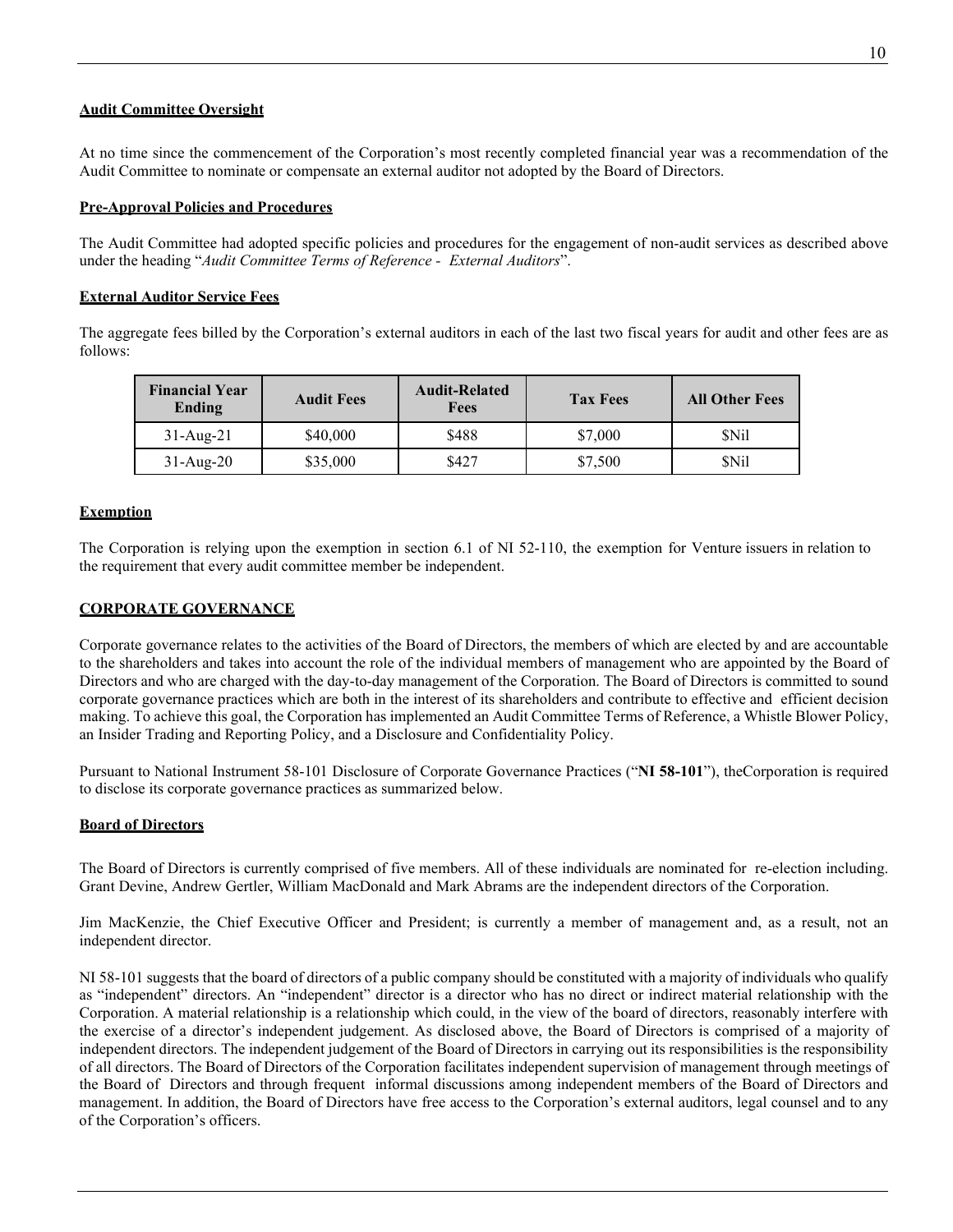**Audit Committee Oversight**

At no time since the commencement of the Corporation's most recently completed financial year was a recommendation of the Audit Committee to nominate or compensate an external auditor not adopted by the Board of Directors.

**Pre-Approval Policies and Procedures**

The Audit Committee had adopted specific policies and procedures for the engagement of non-audit services as described above under the heading "*Audit Committee Terms of Reference - External Auditors*".

**External Auditor Service Fees**

The aggregate fees billed by the Corporation's external auditors in each of the last two fiscal years for audit and other fees are as follows:

| Financial Year Ending | Audit Fees | Audit-Related Fees | Tax Fees | All Other Fees |
|---|---|---|---|---|
| 31-Aug-21 | $40,000 | $488 | $7,000 | $Nil |
| 31-Aug-20 | $35,000 | $427 | $7,500 | $Nil |

**Exemption**

The Corporation is relying upon the exemption in section 6.1 of NI 52-110, the exemption for Venture issuers in relation to the requirement that every audit committee member be independent.

## CORPORATE GOVERNANCE

Corporate governance relates to the activities of the Board of Directors, the members of which are elected by and are accountable to the shareholders and takes into account the role of the individual members of management who are appointed by the Board of Directors and who are charged with the day-to-day management of the Corporation. The Board of Directors is committed to sound corporate governance practices which are both in the interest of its shareholders and contribute to effective and efficient decision making. To achieve this goal, the Corporation has implemented an Audit Committee Terms of Reference, a Whistle Blower Policy, an Insider Trading and Reporting Policy, and a Disclosure and Confidentiality Policy.

Pursuant to National Instrument 58-101 Disclosure of Corporate Governance Practices ("**NI 58-101**"), theCorporation is required to disclose its corporate governance practices as summarized below.

**Board of Directors**

The Board of Directors is currently comprised of five members. All of these individuals are nominated for re-election including. Grant Devine, Andrew Gertler, William MacDonald and Mark Abrams are the independent directors of the Corporation.

Jim MacKenzie, the Chief Executive Officer and President; is currently a member of management and, as a result, not an independent director.

NI 58-101 suggests that the board of directors of a public company should be constituted with a majority of individuals who qualify as "independent" directors. An "independent" director is a director who has no direct or indirect material relationship with the Corporation. A material relationship is a relationship which could, in the view of the board of directors, reasonably interfere with the exercise of a director's independent judgement. As disclosed above, the Board of Directors is comprised of a majority of independent directors. The independent judgement of the Board of Directors in carrying out its responsibilities is the responsibility of all directors. The Board of Directors of the Corporation facilitates independent supervision of management through meetings of the Board of Directors and through frequent informal discussions among independent members of the Board of Directors and management. In addition, the Board of Directors have free access to the Corporation's external auditors, legal counsel and to any of the Corporation's officers.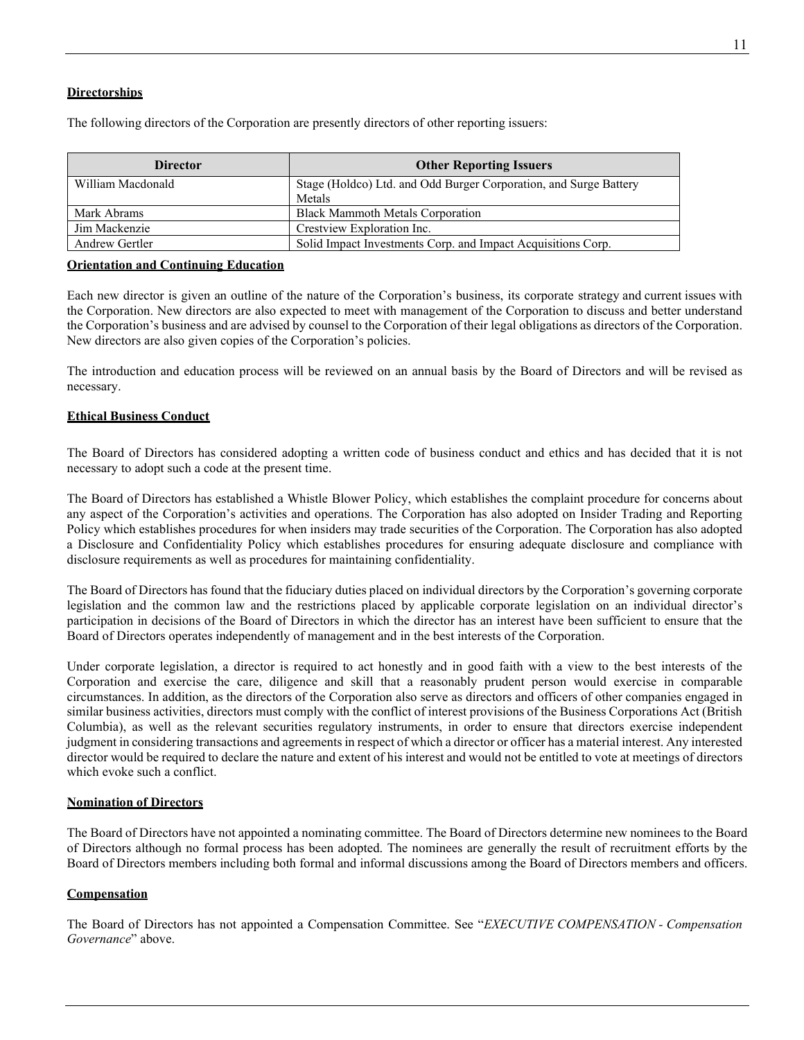**Directorships**

The following directors of the Corporation are presently directors of other reporting issuers:

| Director | Other Reporting Issuers |
| --- | --- |
| William Macdonald | Stage (Holdco) Ltd. and Odd Burger Corporation, and Surge Battery Metals |
| Mark Abrams | Black Mammoth Metals Corporation |
| Jim Mackenzie | Crestview Exploration Inc. |
| Andrew Gertler | Solid Impact Investments Corp. and Impact Acquisitions Corp. |

**Orientation and Continuing Education**

Each new director is given an outline of the nature of the Corporation's business, its corporate strategy and current issues with the Corporation. New directors are also expected to meet with management of the Corporation to discuss and better understand the Corporation's business and are advised by counsel to the Corporation of their legal obligations as directors of the Corporation. New directors are also given copies of the Corporation's policies.

The introduction and education process will be reviewed on an annual basis by the Board of Directors and will be revised as necessary.

**Ethical Business Conduct**

The Board of Directors has considered adopting a written code of business conduct and ethics and has decided that it is not necessary to adopt such a code at the present time.

The Board of Directors has established a Whistle Blower Policy, which establishes the complaint procedure for concerns about any aspect of the Corporation's activities and operations. The Corporation has also adopted on Insider Trading and Reporting Policy which establishes procedures for when insiders may trade securities of the Corporation. The Corporation has also adopted a Disclosure and Confidentiality Policy which establishes procedures for ensuring adequate disclosure and compliance with disclosure requirements as well as procedures for maintaining confidentiality.

The Board of Directors has found that the fiduciary duties placed on individual directors by the Corporation's governing corporate legislation and the common law and the restrictions placed by applicable corporate legislation on an individual director's participation in decisions of the Board of Directors in which the director has an interest have been sufficient to ensure that the Board of Directors operates independently of management and in the best interests of the Corporation.

Under corporate legislation, a director is required to act honestly and in good faith with a view to the best interests of the Corporation and exercise the care, diligence and skill that a reasonably prudent person would exercise in comparable circumstances. In addition, as the directors of the Corporation also serve as directors and officers of other companies engaged in similar business activities, directors must comply with the conflict of interest provisions of the Business Corporations Act (British Columbia), as well as the relevant securities regulatory instruments, in order to ensure that directors exercise independent judgment in considering transactions and agreements in respect of which a director or officer has a material interest. Any interested director would be required to declare the nature and extent of his interest and would not be entitled to vote at meetings of directors which evoke such a conflict.

**Nomination of Directors**

The Board of Directors have not appointed a nominating committee. The Board of Directors determine new nominees to the Board of Directors although no formal process has been adopted. The nominees are generally the result of recruitment efforts by the Board of Directors members including both formal and informal discussions among the Board of Directors members and officers.

**Compensation**

The Board of Directors has not appointed a Compensation Committee. See "*EXECUTIVE COMPENSATION - Compensation Governance*" above.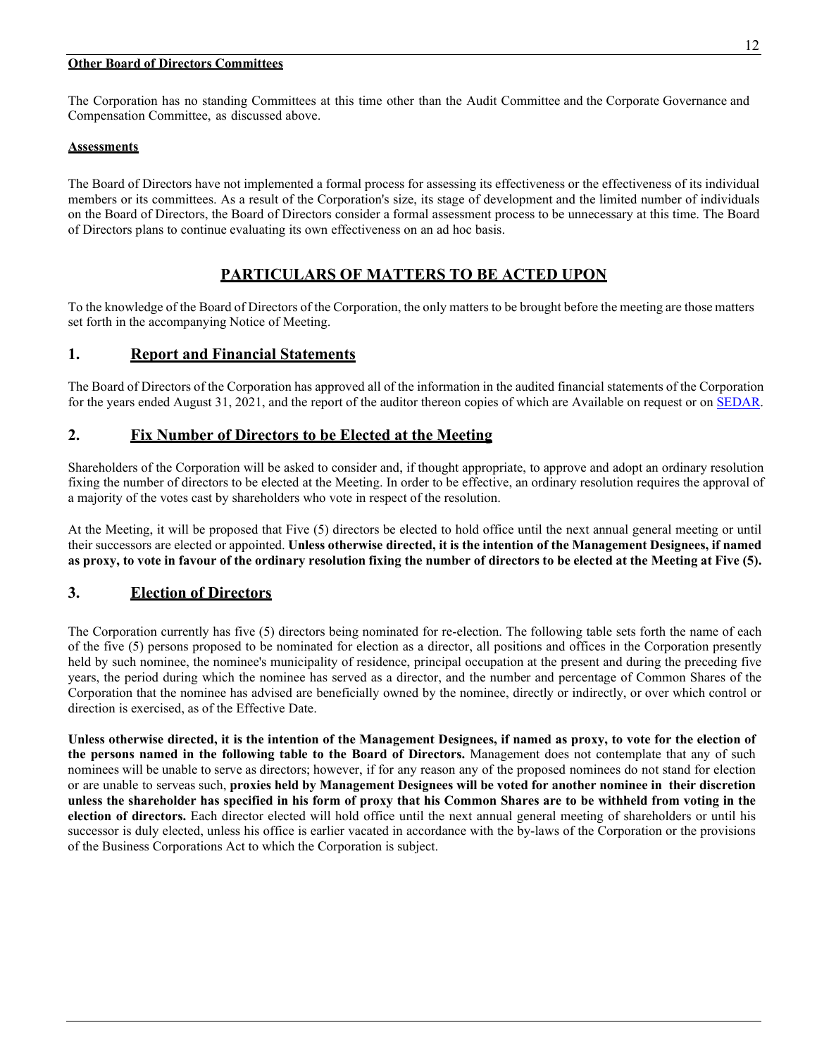**Other Board of Directors Committees**

The Corporation has no standing Committees at this time other than the Audit Committee and the Corporate Governance and Compensation Committee, as discussed above.

**Assessments**

The Board of Directors have not implemented a formal process for assessing its effectiveness or the effectiveness of its individual members or its committees. As a result of the Corporation's size, its stage of development and the limited number of individuals on the Board of Directors, the Board of Directors consider a formal assessment process to be unnecessary at this time. The Board of Directors plans to continue evaluating its own effectiveness on an ad hoc basis.

# PARTICULARS OF MATTERS TO BE ACTED UPON

To the knowledge of the Board of Directors of the Corporation, the only matters to be brought before the meeting are those matters set forth in the accompanying Notice of Meeting.

## 1. Report and Financial Statements

The Board of Directors of the Corporation has approved all of the information in the audited financial statements of the Corporation for the years ended August 31, 2021, and the report of the auditor thereon copies of which are Available on request or on SEDAR.

## 2. Fix Number of Directors to be Elected at the Meeting

Shareholders of the Corporation will be asked to consider and, if thought appropriate, to approve and adopt an ordinary resolution fixing the number of directors to be elected at the Meeting. In order to be effective, an ordinary resolution requires the approval of a majority of the votes cast by shareholders who vote in respect of the resolution.

At the Meeting, it will be proposed that Five (5) directors be elected to hold office until the next annual general meeting or until their successors are elected or appointed. **Unless otherwise directed, it is the intention of the Management Designees, if named as proxy, to vote in favour of the ordinary resolution fixing the number of directors to be elected at the Meeting at Five (5).**

## 3. Election of Directors

The Corporation currently has five (5) directors being nominated for re-election. The following table sets forth the name of each of the five (5) persons proposed to be nominated for election as a director, all positions and offices in the Corporation presently held by such nominee, the nominee's municipality of residence, principal occupation at the present and during the preceding five years, the period during which the nominee has served as a director, and the number and percentage of Common Shares of the Corporation that the nominee has advised are beneficially owned by the nominee, directly or indirectly, or over which control or direction is exercised, as of the Effective Date.

**Unless otherwise directed, it is the intention of the Management Designees, if named as proxy, to vote for the election of the persons named in the following table to the Board of Directors.** Management does not contemplate that any of such nominees will be unable to serve as directors; however, if for any reason any of the proposed nominees do not stand for election or are unable to serveas such, **proxies held by Management Designees will be voted for another nominee in their discretion unless the shareholder has specified in his form of proxy that his Common Shares are to be withheld from voting in the election of directors.** Each director elected will hold office until the next annual general meeting of shareholders or until his successor is duly elected, unless his office is earlier vacated in accordance with the by-laws of the Corporation or the provisions of the Business Corporations Act to which the Corporation is subject.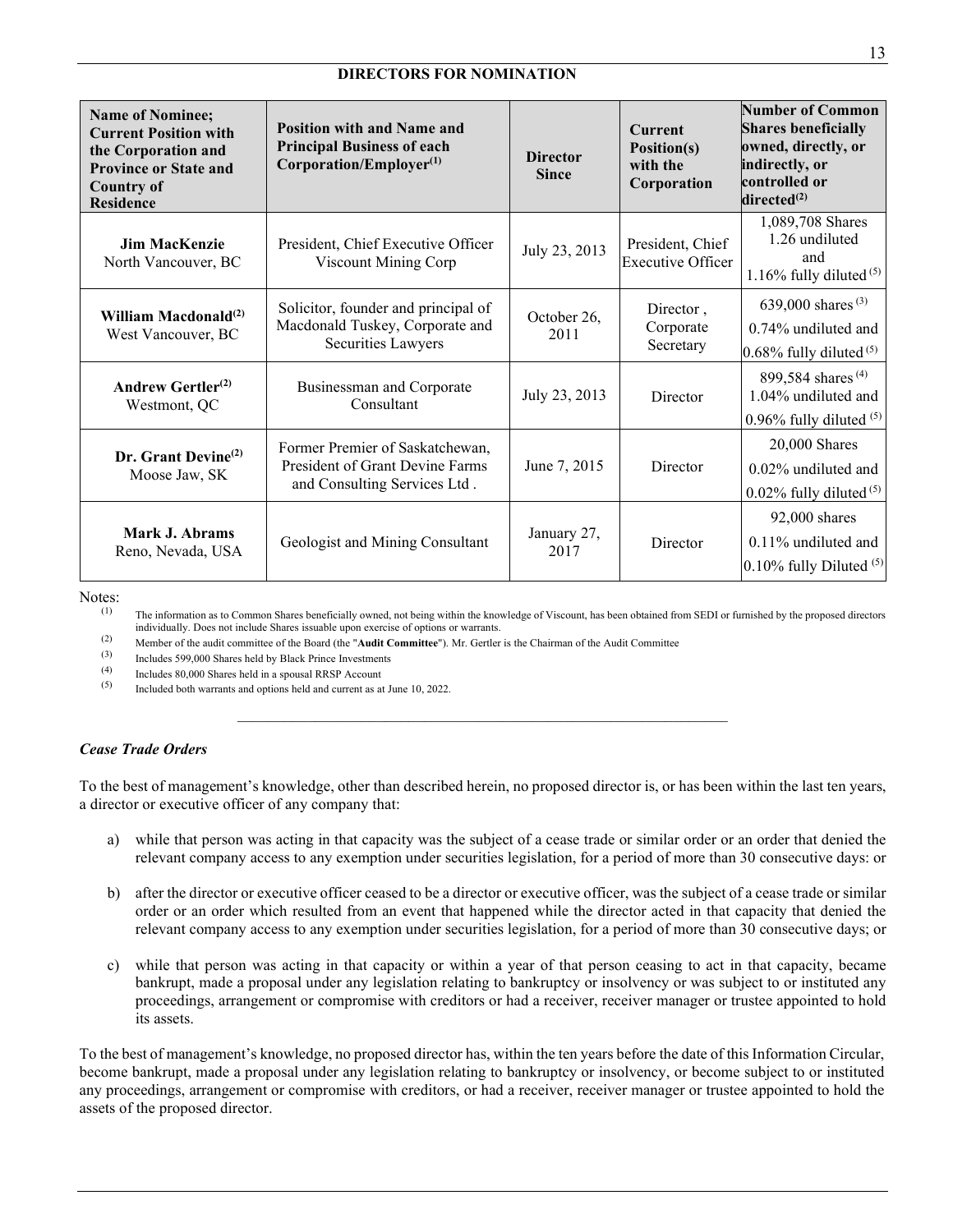## DIRECTORS FOR NOMINATION

| Name of Nominee; Current Position with the Corporation and Province or State and Country of Residence | Position with and Name and Principal Business of each Corporation/Employer[(1)] | Director Since | Current Position(s) with the Corporation | Number of Common Shares beneficially owned, directly, or indirectly, or controlled or directed[(2)] |
|---|---|---|---|---|
| **Jim MacKenzie** North Vancouver, BC | President, Chief Executive Officer Viscount Mining Corp | July 23, 2013 | President, Chief Executive Officer | 1,089,708 Shares 1.26 undiluted and 1.16% fully diluted [(5)] |
| **William Macdonald[(2)]** West Vancouver, BC | Solicitor, founder and principal of Macdonald Tuskey, Corporate and Securities Lawyers | October 26, 2011 | Director , Corporate Secretary | 639,000 shares [(3)] 0.74% undiluted and 0.68% fully diluted [(5)] |
| **Andrew Gertler[(2)]** Westmont, QC | Businessman and Corporate Consultant | July 23, 2013 | Director | 899,584 shares [(4)] 1.04% undiluted and 0.96% fully diluted [(5)] |
| **Dr. Grant Devine[(2)]** Moose Jaw, SK | Former Premier of Saskatchewan, President of Grant Devine Farms and Consulting Services Ltd . | June 7, 2015 | Director | 20,000 Shares 0.02% undiluted and 0.02% fully diluted [(5)] |
| **Mark J. Abrams** Reno, Nevada, USA | Geologist and Mining Consultant | January 27, 2017 | Director | 92,000 shares 0.11% undiluted and 0.10% fully Diluted [(5)] |

Notes:

(1) The information as to Common Shares beneficially owned, not being within the knowledge of Viscount, has been obtained from SEDI or furnished by the proposed directors individually. Does not include Shares issuable upon exercise of options or warrants.

(2) Member of the audit committee of the Board (the "**Audit Committee**"). Mr. Gertler is the Chairman of the Audit Committee

(3) Includes 599,000 Shares held by Black Prince Investments

(4) Includes 80,000 Shares held in a spousal RRSP Account

(5) Included both warrants and options held and current as at June 10, 2022.

---

### *Cease Trade Orders*

To the best of management's knowledge, other than described herein, no proposed director is, or has been within the last ten years, a director or executive officer of any company that:

a) while that person was acting in that capacity was the subject of a cease trade or similar order or an order that denied the relevant company access to any exemption under securities legislation, for a period of more than 30 consecutive days: or

b) after the director or executive officer ceased to be a director or executive officer, was the subject of a cease trade or similar order or an order which resulted from an event that happened while the director acted in that capacity that denied the relevant company access to any exemption under securities legislation, for a period of more than 30 consecutive days; or

c) while that person was acting in that capacity or within a year of that person ceasing to act in that capacity, became bankrupt, made a proposal under any legislation relating to bankruptcy or insolvency or was subject to or instituted any proceedings, arrangement or compromise with creditors or had a receiver, receiver manager or trustee appointed to hold its assets.

To the best of management's knowledge, no proposed director has, within the ten years before the date of this Information Circular, become bankrupt, made a proposal under any legislation relating to bankruptcy or insolvency, or become subject to or instituted any proceedings, arrangement or compromise with creditors, or had a receiver, receiver manager or trustee appointed to hold the assets of the proposed director.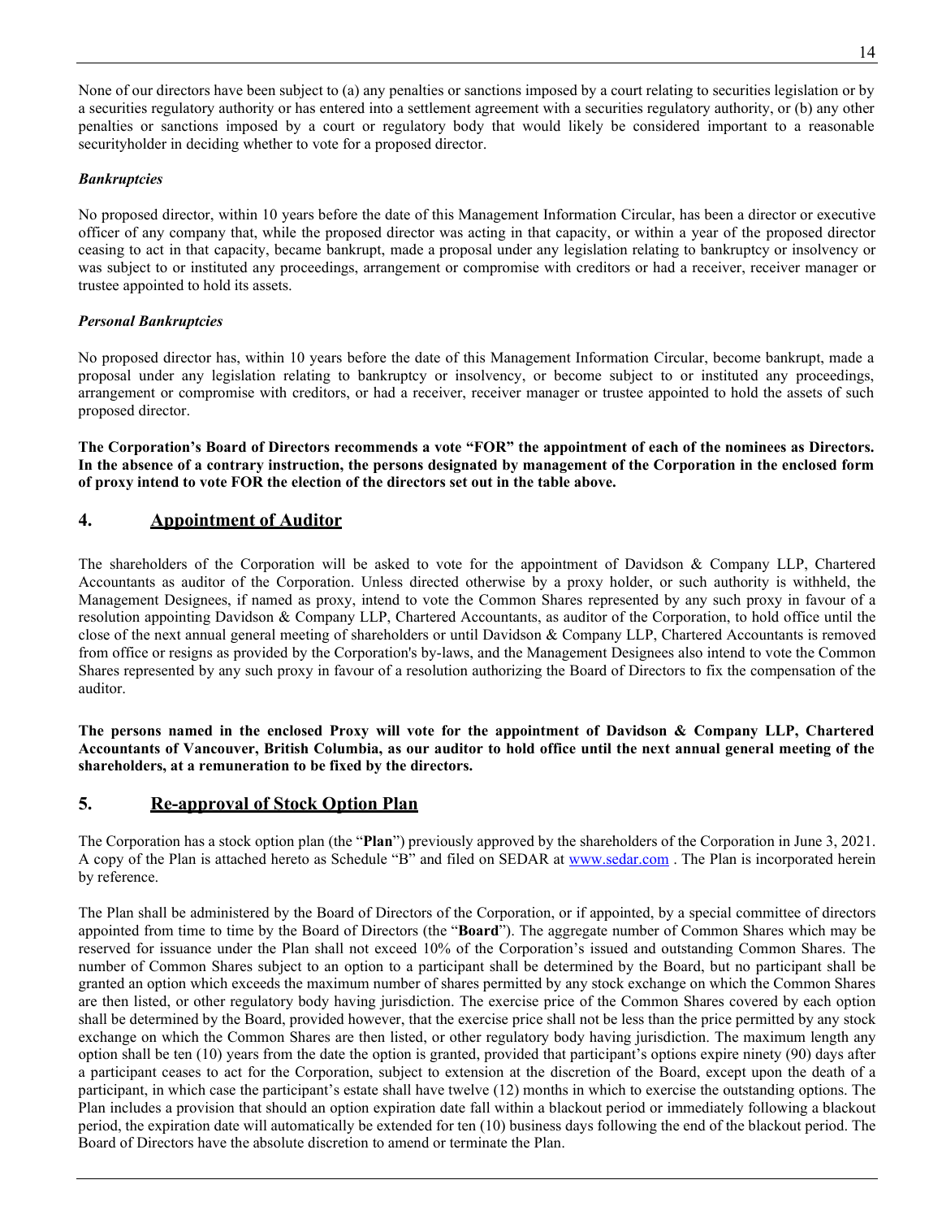None of our directors have been subject to (a) any penalties or sanctions imposed by a court relating to securities legislation or by a securities regulatory authority or has entered into a settlement agreement with a securities regulatory authority, or (b) any other penalties or sanctions imposed by a court or regulatory body that would likely be considered important to a reasonable securityholder in deciding whether to vote for a proposed director.

***Bankruptcies***

No proposed director, within 10 years before the date of this Management Information Circular, has been a director or executive officer of any company that, while the proposed director was acting in that capacity, or within a year of the proposed director ceasing to act in that capacity, became bankrupt, made a proposal under any legislation relating to bankruptcy or insolvency or was subject to or instituted any proceedings, arrangement or compromise with creditors or had a receiver, receiver manager or trustee appointed to hold its assets.

***Personal Bankruptcies***

No proposed director has, within 10 years before the date of this Management Information Circular, become bankrupt, made a proposal under any legislation relating to bankruptcy or insolvency, or become subject to or instituted any proceedings, arrangement or compromise with creditors, or had a receiver, receiver manager or trustee appointed to hold the assets of such proposed director.

**The Corporation's Board of Directors recommends a vote "FOR" the appointment of each of the nominees as Directors. In the absence of a contrary instruction, the persons designated by management of the Corporation in the enclosed form of proxy intend to vote FOR the election of the directors set out in the table above.**

## 4. Appointment of Auditor

The shareholders of the Corporation will be asked to vote for the appointment of Davidson & Company LLP, Chartered Accountants as auditor of the Corporation. Unless directed otherwise by a proxy holder, or such authority is withheld, the Management Designees, if named as proxy, intend to vote the Common Shares represented by any such proxy in favour of a resolution appointing Davidson & Company LLP, Chartered Accountants, as auditor of the Corporation, to hold office until the close of the next annual general meeting of shareholders or until Davidson & Company LLP, Chartered Accountants is removed from office or resigns as provided by the Corporation's by-laws, and the Management Designees also intend to vote the Common Shares represented by any such proxy in favour of a resolution authorizing the Board of Directors to fix the compensation of the auditor.

**The persons named in the enclosed Proxy will vote for the appointment of Davidson & Company LLP, Chartered Accountants of Vancouver, British Columbia, as our auditor to hold office until the next annual general meeting of the shareholders, at a remuneration to be fixed by the directors.**

## 5. Re-approval of Stock Option Plan

The Corporation has a stock option plan (the "**Plan**") previously approved by the shareholders of the Corporation in June 3, 2021. A copy of the Plan is attached hereto as Schedule "B" and filed on SEDAR at www.sedar.com . The Plan is incorporated herein by reference.

The Plan shall be administered by the Board of Directors of the Corporation, or if appointed, by a special committee of directors appointed from time to time by the Board of Directors (the "**Board**"). The aggregate number of Common Shares which may be reserved for issuance under the Plan shall not exceed 10% of the Corporation's issued and outstanding Common Shares. The number of Common Shares subject to an option to a participant shall be determined by the Board, but no participant shall be granted an option which exceeds the maximum number of shares permitted by any stock exchange on which the Common Shares are then listed, or other regulatory body having jurisdiction. The exercise price of the Common Shares covered by each option shall be determined by the Board, provided however, that the exercise price shall not be less than the price permitted by any stock exchange on which the Common Shares are then listed, or other regulatory body having jurisdiction. The maximum length any option shall be ten (10) years from the date the option is granted, provided that participant's options expire ninety (90) days after a participant ceases to act for the Corporation, subject to extension at the discretion of the Board, except upon the death of a participant, in which case the participant's estate shall have twelve (12) months in which to exercise the outstanding options. The Plan includes a provision that should an option expiration date fall within a blackout period or immediately following a blackout period, the expiration date will automatically be extended for ten (10) business days following the end of the blackout period. The Board of Directors have the absolute discretion to amend or terminate the Plan.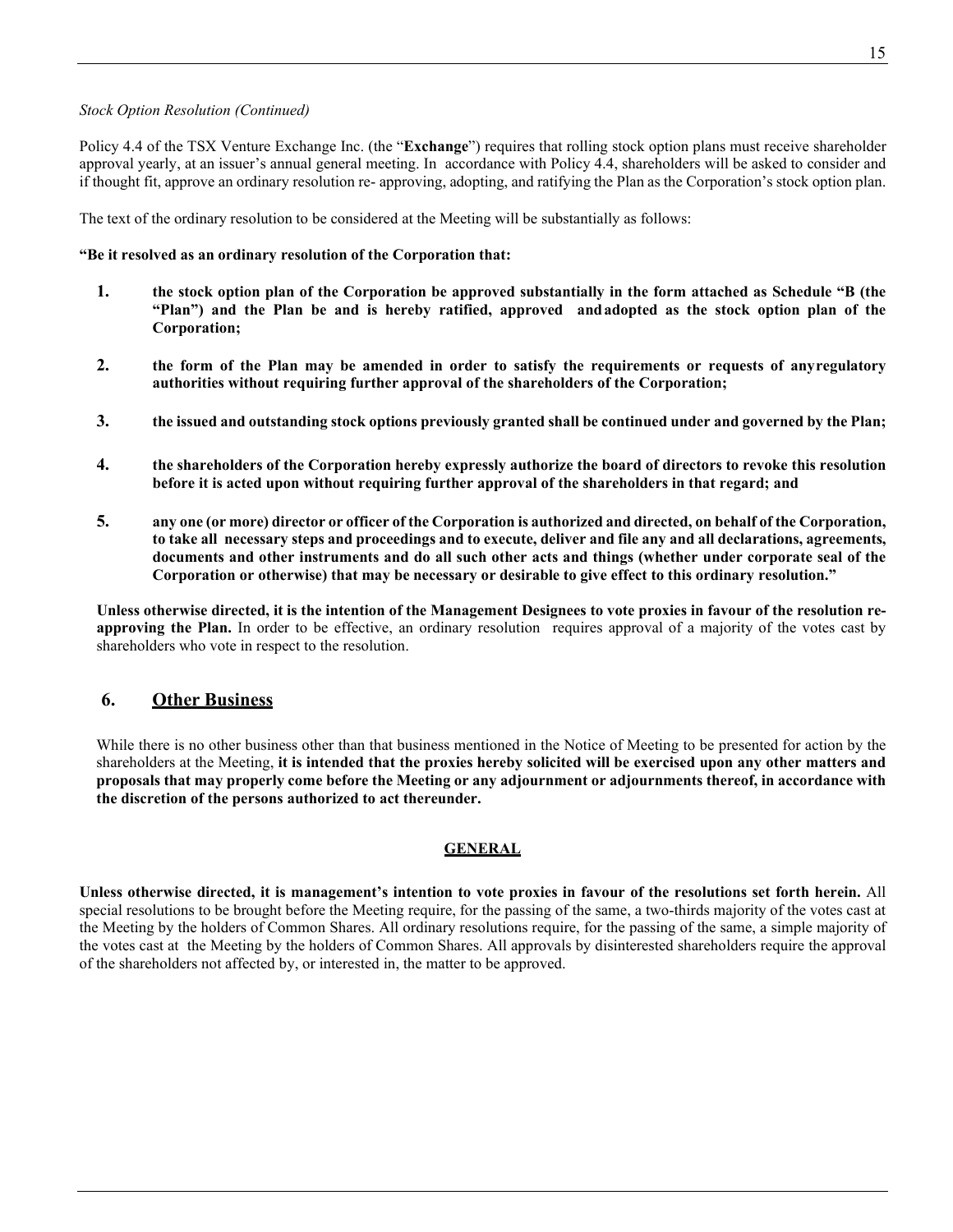*Stock Option Resolution (Continued)*

Policy 4.4 of the TSX Venture Exchange Inc. (the "**Exchange**") requires that rolling stock option plans must receive shareholder approval yearly, at an issuer's annual general meeting. In accordance with Policy 4.4, shareholders will be asked to consider and if thought fit, approve an ordinary resolution re- approving, adopting, and ratifying the Plan as the Corporation's stock option plan.

The text of the ordinary resolution to be considered at the Meeting will be substantially as follows:

**"Be it resolved as an ordinary resolution of the Corporation that:**

1. **the stock option plan of the Corporation be approved substantially in the form attached as Schedule "B (the "Plan") and the Plan be and is hereby ratified, approved and adopted as the stock option plan of the Corporation;**

2. **the form of the Plan may be amended in order to satisfy the requirements or requests of any regulatory authorities without requiring further approval of the shareholders of the Corporation;**

3. **the issued and outstanding stock options previously granted shall be continued under and governed by the Plan;**

4. **the shareholders of the Corporation hereby expressly authorize the board of directors to revoke this resolution before it is acted upon without requiring further approval of the shareholders in that regard; and**

5. **any one (or more) director or officer of the Corporation is authorized and directed, on behalf of the Corporation, to take all necessary steps and proceedings and to execute, deliver and file any and all declarations, agreements, documents and other instruments and do all such other acts and things (whether under corporate seal of the Corporation or otherwise) that may be necessary or desirable to give effect to this ordinary resolution."**

**Unless otherwise directed, it is the intention of the Management Designees to vote proxies in favour of the resolution re-approving the Plan.** In order to be effective, an ordinary resolution requires approval of a majority of the votes cast by shareholders who vote in respect to the resolution.

## 6. Other Business

While there is no other business other than that business mentioned in the Notice of Meeting to be presented for action by the shareholders at the Meeting, **it is intended that the proxies hereby solicited will be exercised upon any other matters and proposals that may properly come before the Meeting or any adjournment or adjournments thereof, in accordance with the discretion of the persons authorized to act thereunder.**

## GENERAL

**Unless otherwise directed, it is management's intention to vote proxies in favour of the resolutions set forth herein.** All special resolutions to be brought before the Meeting require, for the passing of the same, a two-thirds majority of the votes cast at the Meeting by the holders of Common Shares. All ordinary resolutions require, for the passing of the same, a simple majority of the votes cast at the Meeting by the holders of Common Shares. All approvals by disinterested shareholders require the approval of the shareholders not affected by, or interested in, the matter to be approved.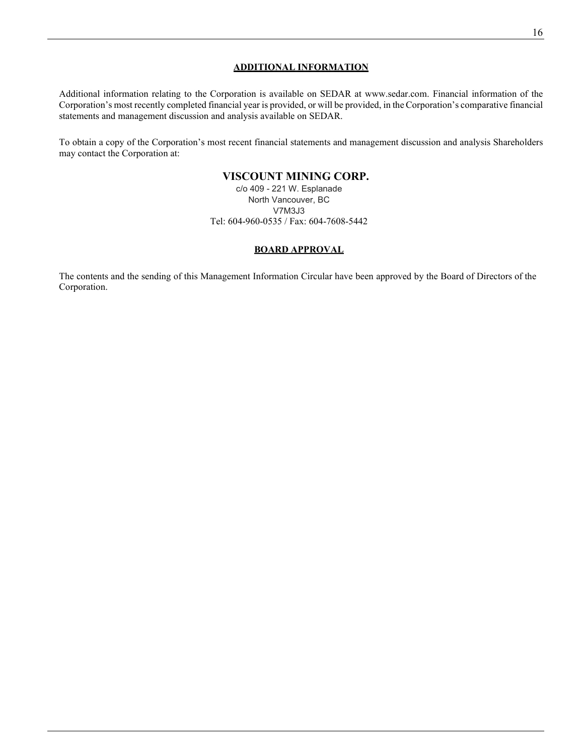## ADDITIONAL INFORMATION

Additional information relating to the Corporation is available on SEDAR at www.sedar.com. Financial information of the Corporation's most recently completed financial year is provided, or will be provided, in the Corporation's comparative financial statements and management discussion and analysis available on SEDAR.

To obtain a copy of the Corporation's most recent financial statements and management discussion and analysis Shareholders may contact the Corporation at:

**VISCOUNT MINING CORP.**
c/o 409 - 221 W. Esplanade
North Vancouver, BC
V7M3J3
Tel: 604-960-0535 / Fax: 604-7608-5442

## BOARD APPROVAL

The contents and the sending of this Management Information Circular have been approved by the Board of Directors of the Corporation.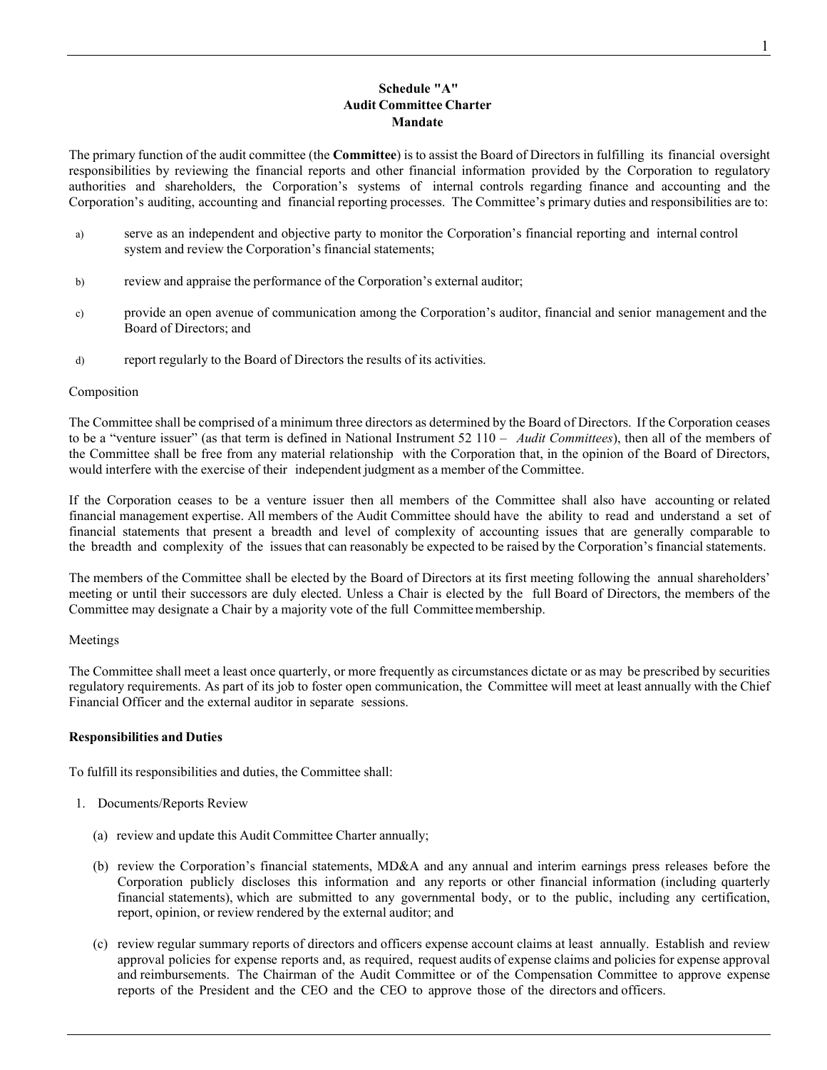**Schedule "A"**
**Audit Committee Charter**
**Mandate**

The primary function of the audit committee (the **Committee**) is to assist the Board of Directors in fulfilling its financial oversight responsibilities by reviewing the financial reports and other financial information provided by the Corporation to regulatory authorities and shareholders, the Corporation's systems of internal controls regarding finance and accounting and the Corporation's auditing, accounting and financial reporting processes. The Committee's primary duties and responsibilities are to:

a) serve as an independent and objective party to monitor the Corporation's financial reporting and internal control system and review the Corporation's financial statements;

b) review and appraise the performance of the Corporation's external auditor;

c) provide an open avenue of communication among the Corporation's auditor, financial and senior management and the Board of Directors; and

d) report regularly to the Board of Directors the results of its activities.

Composition

The Committee shall be comprised of a minimum three directors as determined by the Board of Directors. If the Corporation ceases to be a "venture issuer" (as that term is defined in National Instrument 52 110 – *Audit Committees*), then all of the members of the Committee shall be free from any material relationship with the Corporation that, in the opinion of the Board of Directors, would interfere with the exercise of their independent judgment as a member of the Committee.

If the Corporation ceases to be a venture issuer then all members of the Committee shall also have accounting or related financial management expertise. All members of the Audit Committee should have the ability to read and understand a set of financial statements that present a breadth and level of complexity of accounting issues that are generally comparable to the breadth and complexity of the issues that can reasonably be expected to be raised by the Corporation's financial statements.

The members of the Committee shall be elected by the Board of Directors at its first meeting following the annual shareholders' meeting or until their successors are duly elected. Unless a Chair is elected by the full Board of Directors, the members of the Committee may designate a Chair by a majority vote of the full Committee membership.

Meetings

The Committee shall meet a least once quarterly, or more frequently as circumstances dictate or as may be prescribed by securities regulatory requirements. As part of its job to foster open communication, the Committee will meet at least annually with the Chief Financial Officer and the external auditor in separate sessions.

**Responsibilities and Duties**

To fulfill its responsibilities and duties, the Committee shall:

1. Documents/Reports Review

   (a) review and update this Audit Committee Charter annually;

   (b) review the Corporation's financial statements, MD&A and any annual and interim earnings press releases before the Corporation publicly discloses this information and any reports or other financial information (including quarterly financial statements), which are submitted to any governmental body, or to the public, including any certification, report, opinion, or review rendered by the external auditor; and

   (c) review regular summary reports of directors and officers expense account claims at least annually. Establish and review approval policies for expense reports and, as required, request audits of expense claims and policies for expense approval and reimbursements. The Chairman of the Audit Committee or of the Compensation Committee to approve expense reports of the President and the CEO and the CEO to approve those of the directors and officers.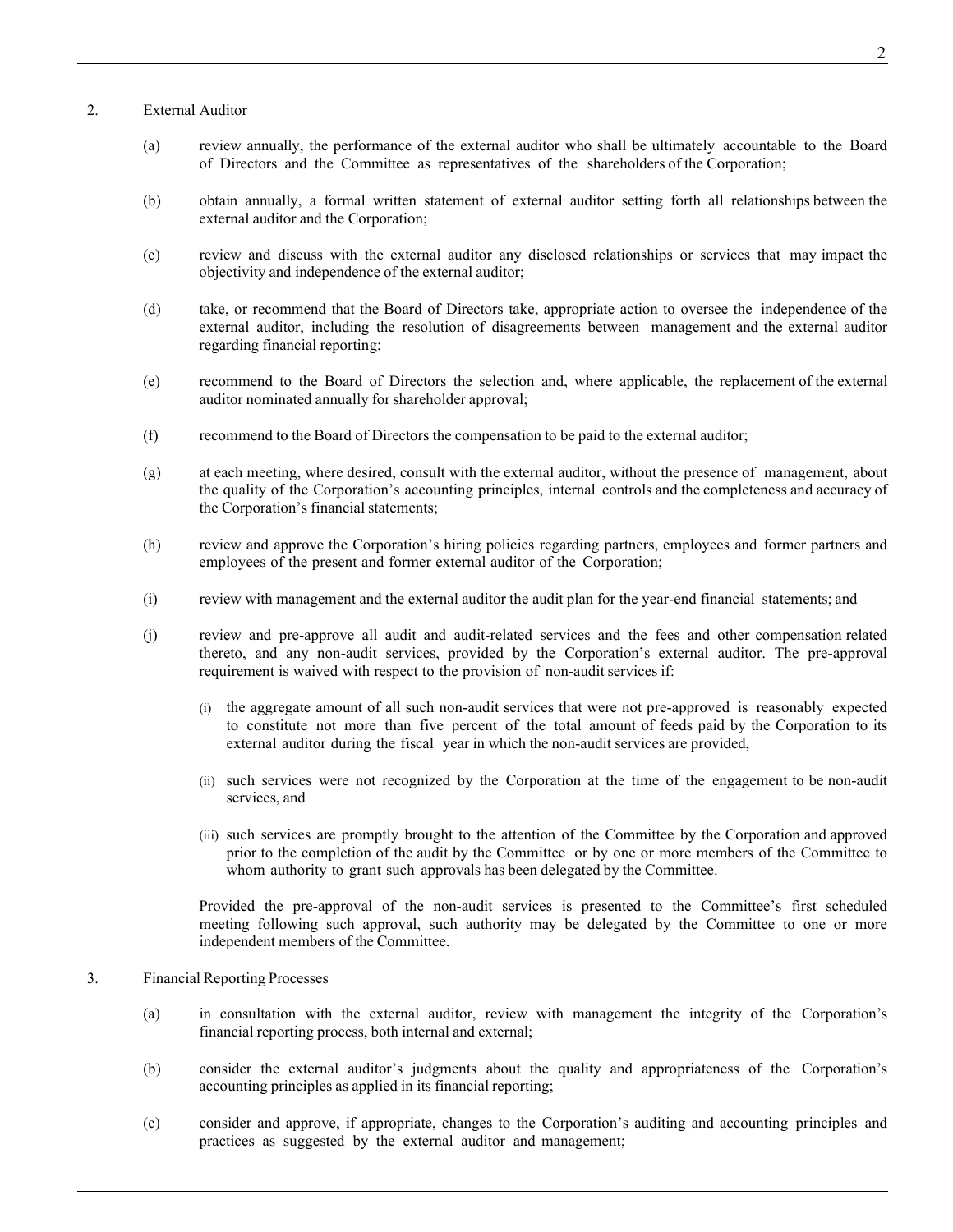2. External Auditor

(a) review annually, the performance of the external auditor who shall be ultimately accountable to the Board of Directors and the Committee as representatives of the shareholders of the Corporation;

(b) obtain annually, a formal written statement of external auditor setting forth all relationships between the external auditor and the Corporation;

(c) review and discuss with the external auditor any disclosed relationships or services that may impact the objectivity and independence of the external auditor;

(d) take, or recommend that the Board of Directors take, appropriate action to oversee the independence of the external auditor, including the resolution of disagreements between management and the external auditor regarding financial reporting;

(e) recommend to the Board of Directors the selection and, where applicable, the replacement of the external auditor nominated annually for shareholder approval;

(f) recommend to the Board of Directors the compensation to be paid to the external auditor;

(g) at each meeting, where desired, consult with the external auditor, without the presence of management, about the quality of the Corporation's accounting principles, internal controls and the completeness and accuracy of the Corporation's financial statements;

(h) review and approve the Corporation's hiring policies regarding partners, employees and former partners and employees of the present and former external auditor of the Corporation;

(i) review with management and the external auditor the audit plan for the year-end financial statements; and

(j) review and pre-approve all audit and audit-related services and the fees and other compensation related thereto, and any non-audit services, provided by the Corporation's external auditor. The pre-approval requirement is waived with respect to the provision of non-audit services if:

   (i) the aggregate amount of all such non-audit services that were not pre-approved is reasonably expected to constitute not more than five percent of the total amount of feeds paid by the Corporation to its external auditor during the fiscal year in which the non-audit services are provided,

   (ii) such services were not recognized by the Corporation at the time of the engagement to be non-audit services, and

   (iii) such services are promptly brought to the attention of the Committee by the Corporation and approved prior to the completion of the audit by the Committee or by one or more members of the Committee to whom authority to grant such approvals has been delegated by the Committee.

   Provided the pre-approval of the non-audit services is presented to the Committee's first scheduled meeting following such approval, such authority may be delegated by the Committee to one or more independent members of the Committee.

3. Financial Reporting Processes

(a) in consultation with the external auditor, review with management the integrity of the Corporation's financial reporting process, both internal and external;

(b) consider the external auditor's judgments about the quality and appropriateness of the Corporation's accounting principles as applied in its financial reporting;

(c) consider and approve, if appropriate, changes to the Corporation's auditing and accounting principles and practices as suggested by the external auditor and management;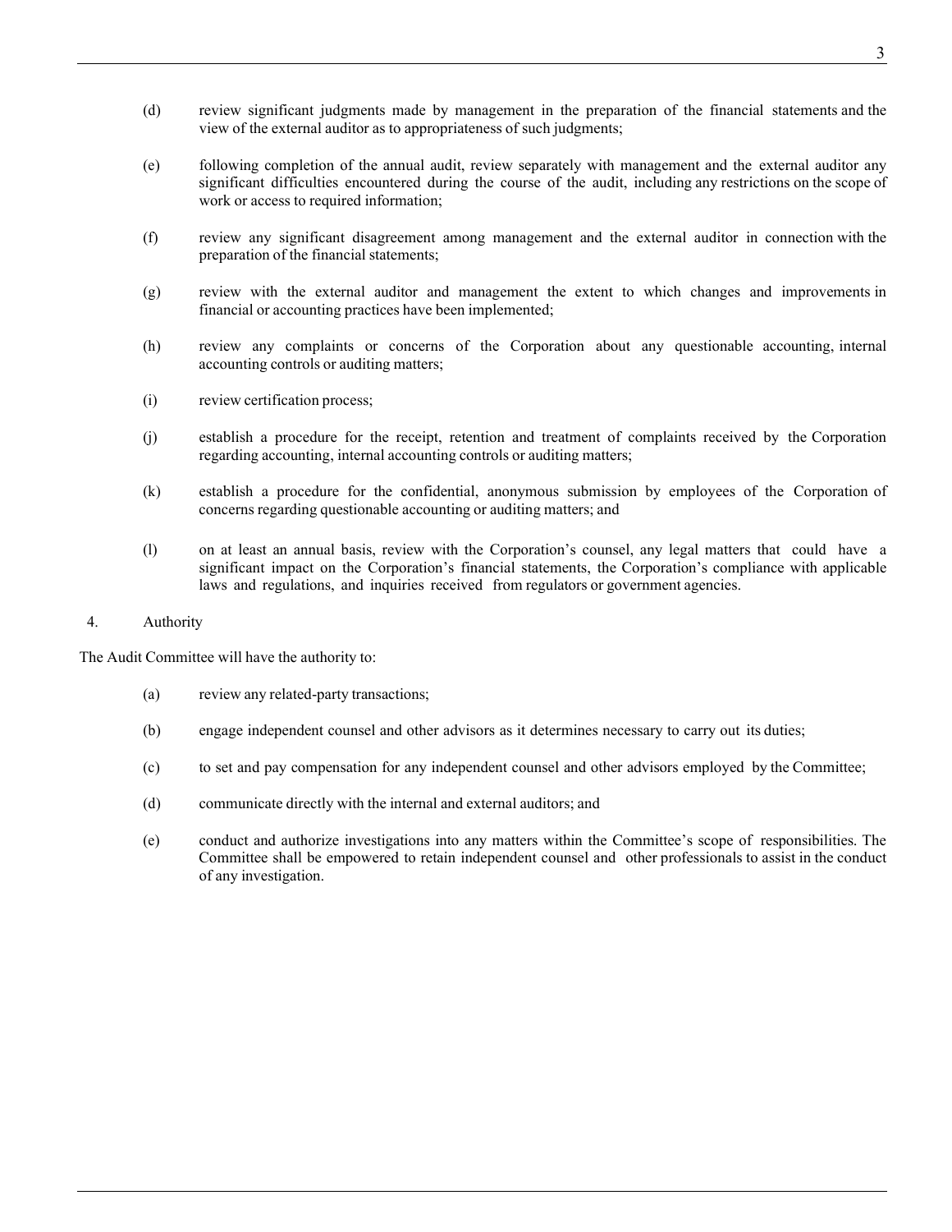(d) review significant judgments made by management in the preparation of the financial statements and the view of the external auditor as to appropriateness of such judgments;

(e) following completion of the annual audit, review separately with management and the external auditor any significant difficulties encountered during the course of the audit, including any restrictions on the scope of work or access to required information;

(f) review any significant disagreement among management and the external auditor in connection with the preparation of the financial statements;

(g) review with the external auditor and management the extent to which changes and improvements in financial or accounting practices have been implemented;

(h) review any complaints or concerns of the Corporation about any questionable accounting, internal accounting controls or auditing matters;

(i) review certification process;

(j) establish a procedure for the receipt, retention and treatment of complaints received by the Corporation regarding accounting, internal accounting controls or auditing matters;

(k) establish a procedure for the confidential, anonymous submission by employees of the Corporation of concerns regarding questionable accounting or auditing matters; and

(l) on at least an annual basis, review with the Corporation's counsel, any legal matters that could have a significant impact on the Corporation's financial statements, the Corporation's compliance with applicable laws and regulations, and inquiries received from regulators or government agencies.

4. Authority

The Audit Committee will have the authority to:

(a) review any related-party transactions;

(b) engage independent counsel and other advisors as it determines necessary to carry out its duties;

(c) to set and pay compensation for any independent counsel and other advisors employed by the Committee;

(d) communicate directly with the internal and external auditors; and

(e) conduct and authorize investigations into any matters within the Committee's scope of responsibilities. The Committee shall be empowered to retain independent counsel and other professionals to assist in the conduct of any investigation.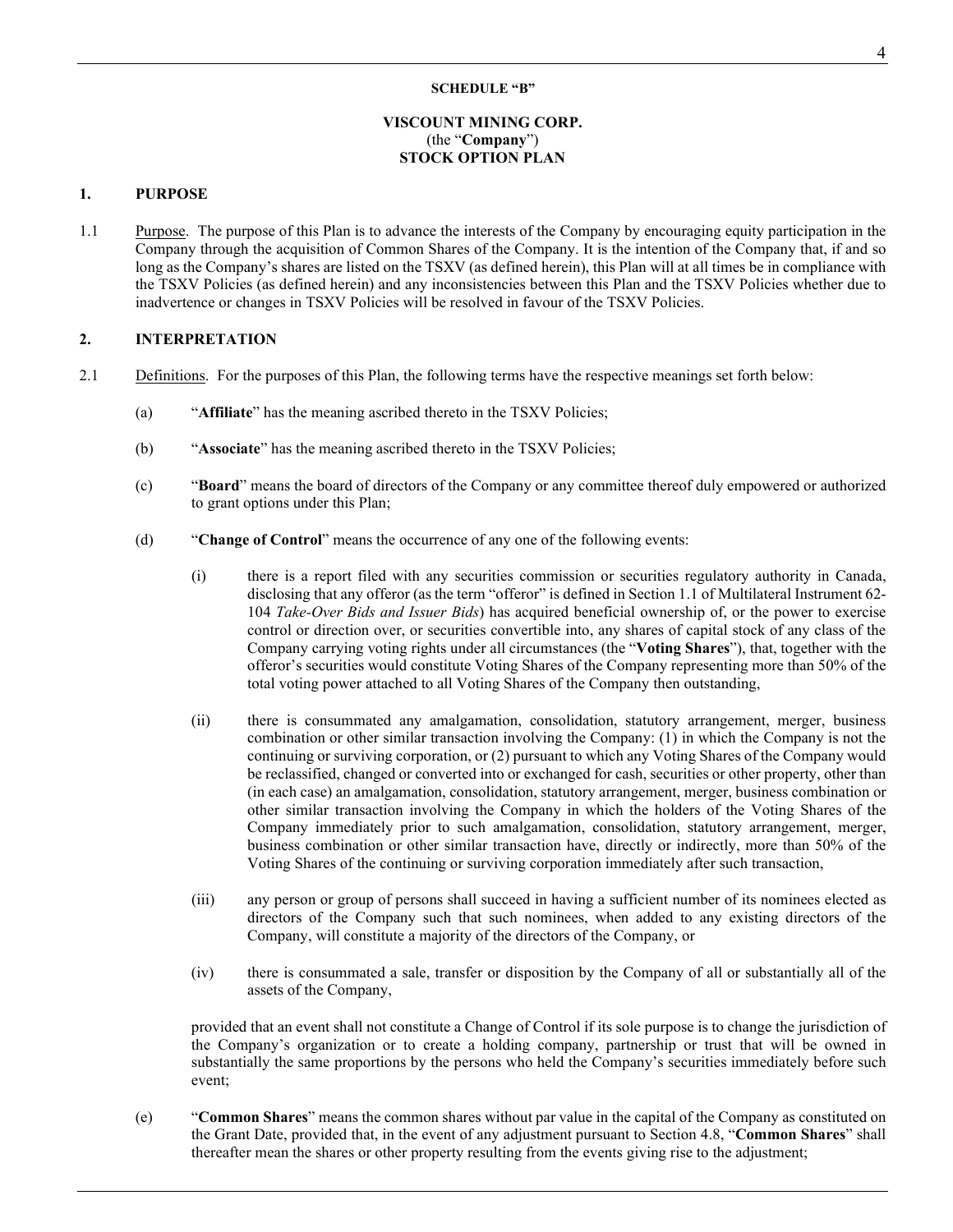**SCHEDULE "B"**

**VISCOUNT MINING CORP.**
(the "**Company**")
**STOCK OPTION PLAN**

## 1. PURPOSE

1.1 Purpose. The purpose of this Plan is to advance the interests of the Company by encouraging equity participation in the Company through the acquisition of Common Shares of the Company. It is the intention of the Company that, if and so long as the Company's shares are listed on the TSXV (as defined herein), this Plan will at all times be in compliance with the TSXV Policies (as defined herein) and any inconsistencies between this Plan and the TSXV Policies whether due to inadvertence or changes in TSXV Policies will be resolved in favour of the TSXV Policies.

## 2. INTERPRETATION

2.1 Definitions. For the purposes of this Plan, the following terms have the respective meanings set forth below:

(a) "**Affiliate**" has the meaning ascribed thereto in the TSXV Policies;

(b) "**Associate**" has the meaning ascribed thereto in the TSXV Policies;

(c) "**Board**" means the board of directors of the Company or any committee thereof duly empowered or authorized to grant options under this Plan;

(d) "**Change of Control**" means the occurrence of any one of the following events:

(i) there is a report filed with any securities commission or securities regulatory authority in Canada, disclosing that any offeror (as the term "offeror" is defined in Section 1.1 of Multilateral Instrument 62-104 *Take-Over Bids and Issuer Bids*) has acquired beneficial ownership of, or the power to exercise control or direction over, or securities convertible into, any shares of capital stock of any class of the Company carrying voting rights under all circumstances (the "**Voting Shares**"), that, together with the offeror's securities would constitute Voting Shares of the Company representing more than 50% of the total voting power attached to all Voting Shares of the Company then outstanding,

(ii) there is consummated any amalgamation, consolidation, statutory arrangement, merger, business combination or other similar transaction involving the Company: (1) in which the Company is not the continuing or surviving corporation, or (2) pursuant to which any Voting Shares of the Company would be reclassified, changed or converted into or exchanged for cash, securities or other property, other than (in each case) an amalgamation, consolidation, statutory arrangement, merger, business combination or other similar transaction involving the Company in which the holders of the Voting Shares of the Company immediately prior to such amalgamation, consolidation, statutory arrangement, merger, business combination or other similar transaction have, directly or indirectly, more than 50% of the Voting Shares of the continuing or surviving corporation immediately after such transaction,

(iii) any person or group of persons shall succeed in having a sufficient number of its nominees elected as directors of the Company such that such nominees, when added to any existing directors of the Company, will constitute a majority of the directors of the Company, or

(iv) there is consummated a sale, transfer or disposition by the Company of all or substantially all of the assets of the Company,

provided that an event shall not constitute a Change of Control if its sole purpose is to change the jurisdiction of the Company's organization or to create a holding company, partnership or trust that will be owned in substantially the same proportions by the persons who held the Company's securities immediately before such event;

(e) "**Common Shares**" means the common shares without par value in the capital of the Company as constituted on the Grant Date, provided that, in the event of any adjustment pursuant to Section 4.8, "**Common Shares**" shall thereafter mean the shares or other property resulting from the events giving rise to the adjustment;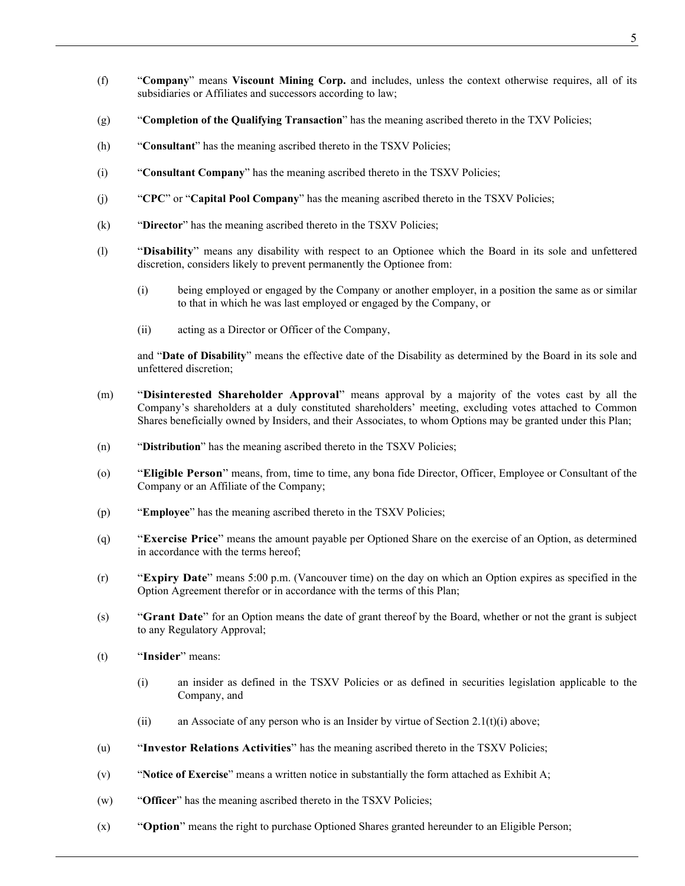(f) "**Company**" means **Viscount Mining Corp.** and includes, unless the context otherwise requires, all of its subsidiaries or Affiliates and successors according to law;

(g) "**Completion of the Qualifying Transaction**" has the meaning ascribed thereto in the TXV Policies;

(h) "**Consultant**" has the meaning ascribed thereto in the TSXV Policies;

(i) "**Consultant Company**" has the meaning ascribed thereto in the TSXV Policies;

(j) "**CPC**" or "**Capital Pool Company**" has the meaning ascribed thereto in the TSXV Policies;

(k) "**Director**" has the meaning ascribed thereto in the TSXV Policies;

(l) "**Disability**" means any disability with respect to an Optionee which the Board in its sole and unfettered discretion, considers likely to prevent permanently the Optionee from:

(i) being employed or engaged by the Company or another employer, in a position the same as or similar to that in which he was last employed or engaged by the Company, or

(ii) acting as a Director or Officer of the Company,

and "**Date of Disability**" means the effective date of the Disability as determined by the Board in its sole and unfettered discretion;

(m) "**Disinterested Shareholder Approval**" means approval by a majority of the votes cast by all the Company's shareholders at a duly constituted shareholders' meeting, excluding votes attached to Common Shares beneficially owned by Insiders, and their Associates, to whom Options may be granted under this Plan;

(n) "**Distribution**" has the meaning ascribed thereto in the TSXV Policies;

(o) "**Eligible Person**" means, from, time to time, any bona fide Director, Officer, Employee or Consultant of the Company or an Affiliate of the Company;

(p) "**Employee**" has the meaning ascribed thereto in the TSXV Policies;

(q) "**Exercise Price**" means the amount payable per Optioned Share on the exercise of an Option, as determined in accordance with the terms hereof;

(r) "**Expiry Date**" means 5:00 p.m. (Vancouver time) on the day on which an Option expires as specified in the Option Agreement therefor or in accordance with the terms of this Plan;

(s) "**Grant Date**" for an Option means the date of grant thereof by the Board, whether or not the grant is subject to any Regulatory Approval;

(t) "**Insider**" means:

(i) an insider as defined in the TSXV Policies or as defined in securities legislation applicable to the Company, and

(ii) an Associate of any person who is an Insider by virtue of Section 2.1(t)(i) above;

(u) "**Investor Relations Activities**" has the meaning ascribed thereto in the TSXV Policies;

(v) "**Notice of Exercise**" means a written notice in substantially the form attached as Exhibit A;

(w) "**Officer**" has the meaning ascribed thereto in the TSXV Policies;

(x) "**Option**" means the right to purchase Optioned Shares granted hereunder to an Eligible Person;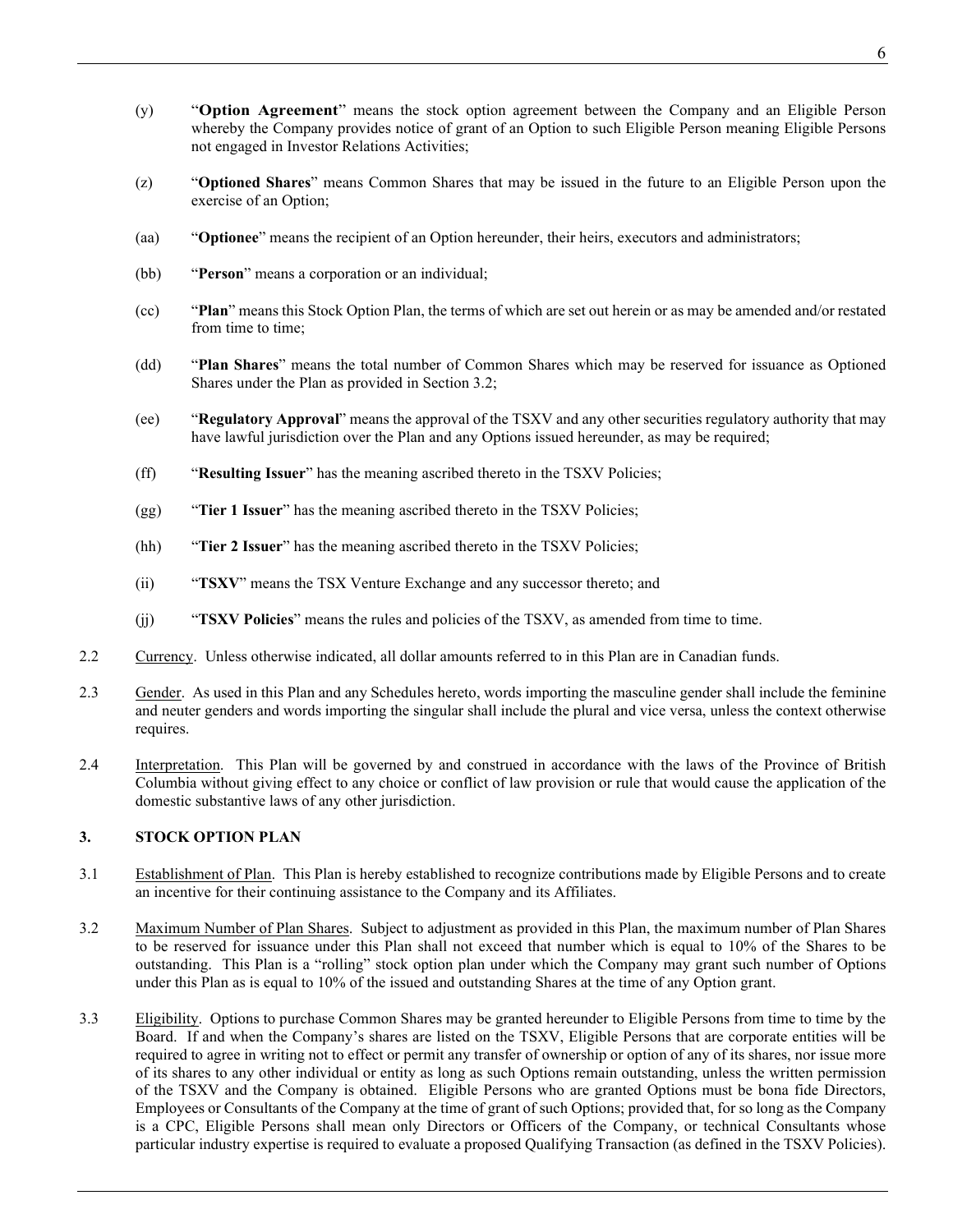(y) "**Option Agreement**" means the stock option agreement between the Company and an Eligible Person whereby the Company provides notice of grant of an Option to such Eligible Person meaning Eligible Persons not engaged in Investor Relations Activities;

(z) "**Optioned Shares**" means Common Shares that may be issued in the future to an Eligible Person upon the exercise of an Option;

(aa) "**Optionee**" means the recipient of an Option hereunder, their heirs, executors and administrators;

(bb) "**Person**" means a corporation or an individual;

(cc) "**Plan**" means this Stock Option Plan, the terms of which are set out herein or as may be amended and/or restated from time to time;

(dd) "**Plan Shares**" means the total number of Common Shares which may be reserved for issuance as Optioned Shares under the Plan as provided in Section 3.2;

(ee) "**Regulatory Approval**" means the approval of the TSXV and any other securities regulatory authority that may have lawful jurisdiction over the Plan and any Options issued hereunder, as may be required;

(ff) "**Resulting Issuer**" has the meaning ascribed thereto in the TSXV Policies;

(gg) "**Tier 1 Issuer**" has the meaning ascribed thereto in the TSXV Policies;

(hh) "**Tier 2 Issuer**" has the meaning ascribed thereto in the TSXV Policies;

(ii) "**TSXV**" means the TSX Venture Exchange and any successor thereto; and

(jj) "**TSXV Policies**" means the rules and policies of the TSXV, as amended from time to time.

2.2 Currency. Unless otherwise indicated, all dollar amounts referred to in this Plan are in Canadian funds.

2.3 Gender. As used in this Plan and any Schedules hereto, words importing the masculine gender shall include the feminine and neuter genders and words importing the singular shall include the plural and vice versa, unless the context otherwise requires.

2.4 Interpretation. This Plan will be governed by and construed in accordance with the laws of the Province of British Columbia without giving effect to any choice or conflict of law provision or rule that would cause the application of the domestic substantive laws of any other jurisdiction.

## 3. STOCK OPTION PLAN

3.1 Establishment of Plan. This Plan is hereby established to recognize contributions made by Eligible Persons and to create an incentive for their continuing assistance to the Company and its Affiliates.

3.2 Maximum Number of Plan Shares. Subject to adjustment as provided in this Plan, the maximum number of Plan Shares to be reserved for issuance under this Plan shall not exceed that number which is equal to 10% of the Shares to be outstanding. This Plan is a "rolling" stock option plan under which the Company may grant such number of Options under this Plan as is equal to 10% of the issued and outstanding Shares at the time of any Option grant.

3.3 Eligibility. Options to purchase Common Shares may be granted hereunder to Eligible Persons from time to time by the Board. If and when the Company's shares are listed on the TSXV, Eligible Persons that are corporate entities will be required to agree in writing not to effect or permit any transfer of ownership or option of any of its shares, nor issue more of its shares to any other individual or entity as long as such Options remain outstanding, unless the written permission of the TSXV and the Company is obtained. Eligible Persons who are granted Options must be bona fide Directors, Employees or Consultants of the Company at the time of grant of such Options; provided that, for so long as the Company is a CPC, Eligible Persons shall mean only Directors or Officers of the Company, or technical Consultants whose particular industry expertise is required to evaluate a proposed Qualifying Transaction (as defined in the TSXV Policies).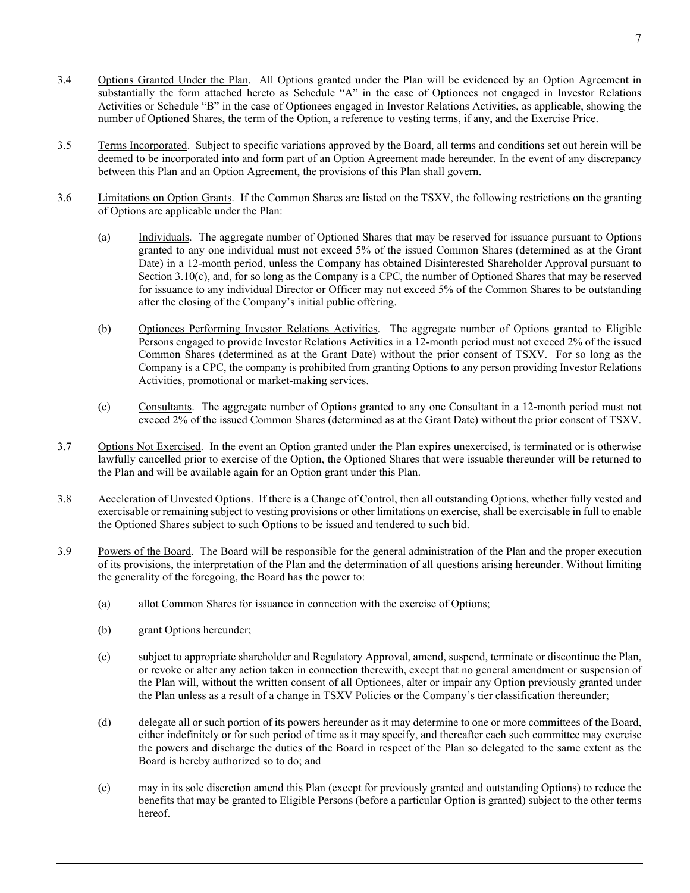3.4 Options Granted Under the Plan. All Options granted under the Plan will be evidenced by an Option Agreement in substantially the form attached hereto as Schedule "A" in the case of Optionees not engaged in Investor Relations Activities or Schedule "B" in the case of Optionees engaged in Investor Relations Activities, as applicable, showing the number of Optioned Shares, the term of the Option, a reference to vesting terms, if any, and the Exercise Price.

3.5 Terms Incorporated. Subject to specific variations approved by the Board, all terms and conditions set out herein will be deemed to be incorporated into and form part of an Option Agreement made hereunder. In the event of any discrepancy between this Plan and an Option Agreement, the provisions of this Plan shall govern.

3.6 Limitations on Option Grants. If the Common Shares are listed on the TSXV, the following restrictions on the granting of Options are applicable under the Plan:

(a) Individuals. The aggregate number of Optioned Shares that may be reserved for issuance pursuant to Options granted to any one individual must not exceed 5% of the issued Common Shares (determined as at the Grant Date) in a 12-month period, unless the Company has obtained Disinterested Shareholder Approval pursuant to Section 3.10(c), and, for so long as the Company is a CPC, the number of Optioned Shares that may be reserved for issuance to any individual Director or Officer may not exceed 5% of the Common Shares to be outstanding after the closing of the Company's initial public offering.

(b) Optionees Performing Investor Relations Activities. The aggregate number of Options granted to Eligible Persons engaged to provide Investor Relations Activities in a 12-month period must not exceed 2% of the issued Common Shares (determined as at the Grant Date) without the prior consent of TSXV. For so long as the Company is a CPC, the company is prohibited from granting Options to any person providing Investor Relations Activities, promotional or market-making services.

(c) Consultants. The aggregate number of Options granted to any one Consultant in a 12-month period must not exceed 2% of the issued Common Shares (determined as at the Grant Date) without the prior consent of TSXV.

3.7 Options Not Exercised. In the event an Option granted under the Plan expires unexercised, is terminated or is otherwise lawfully cancelled prior to exercise of the Option, the Optioned Shares that were issuable thereunder will be returned to the Plan and will be available again for an Option grant under this Plan.

3.8 Acceleration of Unvested Options. If there is a Change of Control, then all outstanding Options, whether fully vested and exercisable or remaining subject to vesting provisions or other limitations on exercise, shall be exercisable in full to enable the Optioned Shares subject to such Options to be issued and tendered to such bid.

3.9 Powers of the Board. The Board will be responsible for the general administration of the Plan and the proper execution of its provisions, the interpretation of the Plan and the determination of all questions arising hereunder. Without limiting the generality of the foregoing, the Board has the power to:

(a) allot Common Shares for issuance in connection with the exercise of Options;

(b) grant Options hereunder;

(c) subject to appropriate shareholder and Regulatory Approval, amend, suspend, terminate or discontinue the Plan, or revoke or alter any action taken in connection therewith, except that no general amendment or suspension of the Plan will, without the written consent of all Optionees, alter or impair any Option previously granted under the Plan unless as a result of a change in TSXV Policies or the Company's tier classification thereunder;

(d) delegate all or such portion of its powers hereunder as it may determine to one or more committees of the Board, either indefinitely or for such period of time as it may specify, and thereafter each such committee may exercise the powers and discharge the duties of the Board in respect of the Plan so delegated to the same extent as the Board is hereby authorized so to do; and

(e) may in its sole discretion amend this Plan (except for previously granted and outstanding Options) to reduce the benefits that may be granted to Eligible Persons (before a particular Option is granted) subject to the other terms hereof.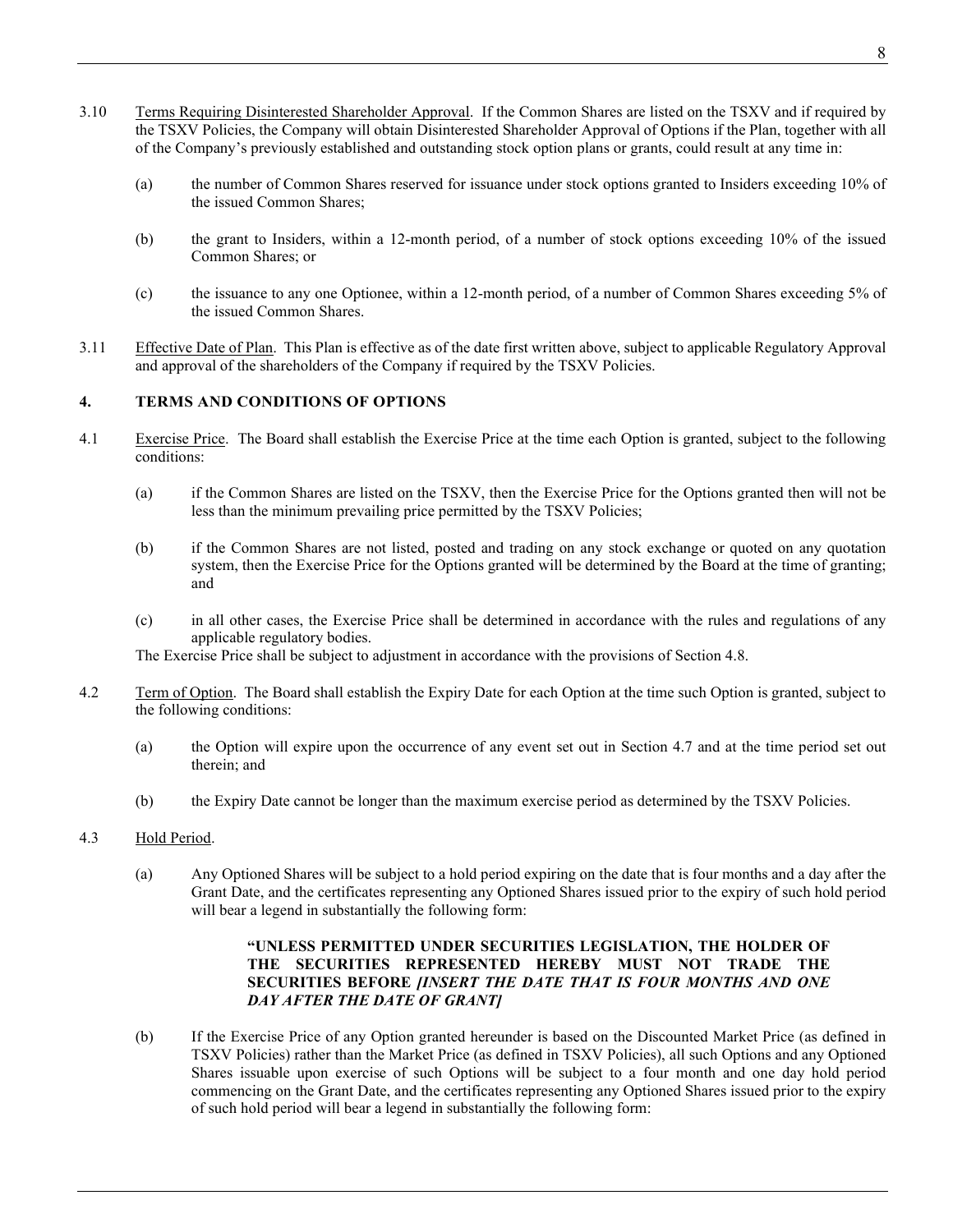3.10 Terms Requiring Disinterested Shareholder Approval. If the Common Shares are listed on the TSXV and if required by the TSXV Policies, the Company will obtain Disinterested Shareholder Approval of Options if the Plan, together with all of the Company's previously established and outstanding stock option plans or grants, could result at any time in:

(a) the number of Common Shares reserved for issuance under stock options granted to Insiders exceeding 10% of the issued Common Shares;

(b) the grant to Insiders, within a 12-month period, of a number of stock options exceeding 10% of the issued Common Shares; or

(c) the issuance to any one Optionee, within a 12-month period, of a number of Common Shares exceeding 5% of the issued Common Shares.

3.11 Effective Date of Plan. This Plan is effective as of the date first written above, subject to applicable Regulatory Approval and approval of the shareholders of the Company if required by the TSXV Policies.

## 4. TERMS AND CONDITIONS OF OPTIONS

4.1 Exercise Price. The Board shall establish the Exercise Price at the time each Option is granted, subject to the following conditions:

(a) if the Common Shares are listed on the TSXV, then the Exercise Price for the Options granted then will not be less than the minimum prevailing price permitted by the TSXV Policies;

(b) if the Common Shares are not listed, posted and trading on any stock exchange or quoted on any quotation system, then the Exercise Price for the Options granted will be determined by the Board at the time of granting; and

(c) in all other cases, the Exercise Price shall be determined in accordance with the rules and regulations of any applicable regulatory bodies.

The Exercise Price shall be subject to adjustment in accordance with the provisions of Section 4.8.

4.2 Term of Option. The Board shall establish the Expiry Date for each Option at the time such Option is granted, subject to the following conditions:

(a) the Option will expire upon the occurrence of any event set out in Section 4.7 and at the time period set out therein; and

(b) the Expiry Date cannot be longer than the maximum exercise period as determined by the TSXV Policies.

4.3 Hold Period.

(a) Any Optioned Shares will be subject to a hold period expiring on the date that is four months and a day after the Grant Date, and the certificates representing any Optioned Shares issued prior to the expiry of such hold period will bear a legend in substantially the following form:

> **"UNLESS PERMITTED UNDER SECURITIES LEGISLATION, THE HOLDER OF THE SECURITIES REPRESENTED HEREBY MUST NOT TRADE THE SECURITIES BEFORE *[INSERT THE DATE THAT IS FOUR MONTHS AND ONE DAY AFTER THE DATE OF GRANT]***

(b) If the Exercise Price of any Option granted hereunder is based on the Discounted Market Price (as defined in TSXV Policies) rather than the Market Price (as defined in TSXV Policies), all such Options and any Optioned Shares issuable upon exercise of such Options will be subject to a four month and one day hold period commencing on the Grant Date, and the certificates representing any Optioned Shares issued prior to the expiry of such hold period will bear a legend in substantially the following form: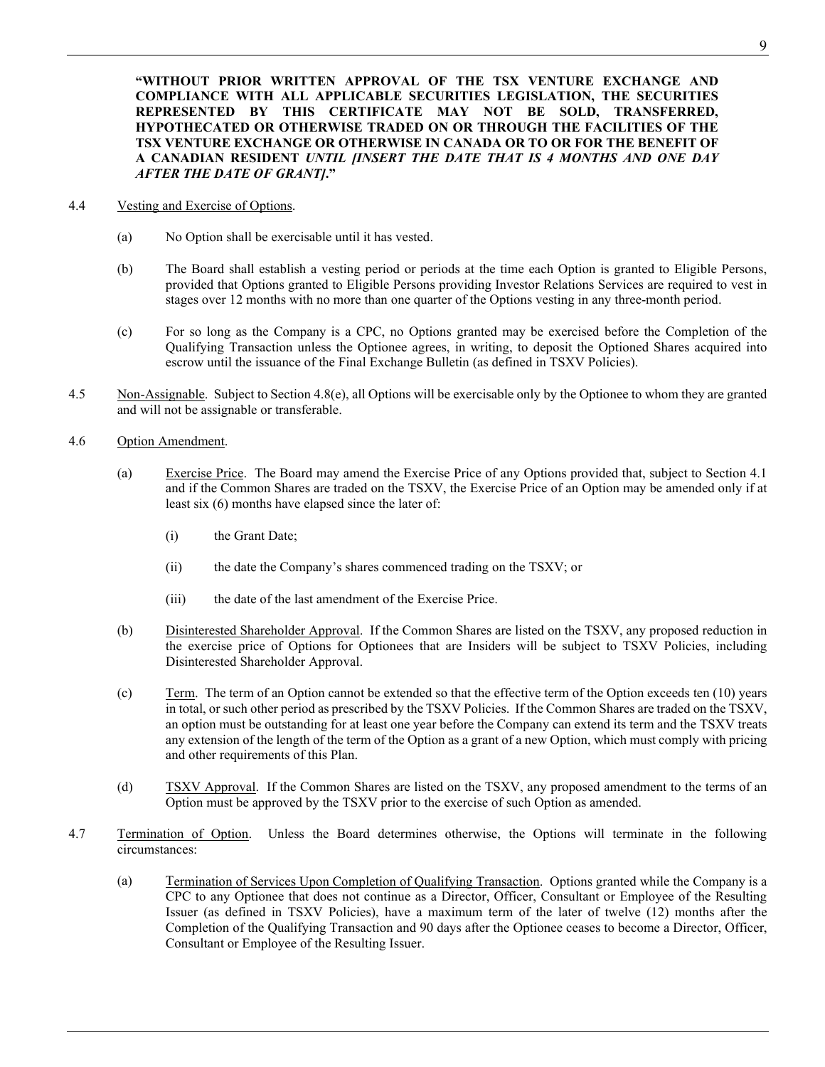**"WITHOUT PRIOR WRITTEN APPROVAL OF THE TSX VENTURE EXCHANGE AND COMPLIANCE WITH ALL APPLICABLE SECURITIES LEGISLATION, THE SECURITIES REPRESENTED BY THIS CERTIFICATE MAY NOT BE SOLD, TRANSFERRED, HYPOTHECATED OR OTHERWISE TRADED ON OR THROUGH THE FACILITIES OF THE TSX VENTURE EXCHANGE OR OTHERWISE IN CANADA OR TO OR FOR THE BENEFIT OF A CANADIAN RESIDENT** ***UNTIL [INSERT THE DATE THAT IS 4 MONTHS AND ONE DAY AFTER THE DATE OF GRANT].*****"**

4.4 Vesting and Exercise of Options.

(a) No Option shall be exercisable until it has vested.

(b) The Board shall establish a vesting period or periods at the time each Option is granted to Eligible Persons, provided that Options granted to Eligible Persons providing Investor Relations Services are required to vest in stages over 12 months with no more than one quarter of the Options vesting in any three-month period.

(c) For so long as the Company is a CPC, no Options granted may be exercised before the Completion of the Qualifying Transaction unless the Optionee agrees, in writing, to deposit the Optioned Shares acquired into escrow until the issuance of the Final Exchange Bulletin (as defined in TSXV Policies).

4.5 Non-Assignable. Subject to Section 4.8(e), all Options will be exercisable only by the Optionee to whom they are granted and will not be assignable or transferable.

4.6 Option Amendment.

(a) Exercise Price. The Board may amend the Exercise Price of any Options provided that, subject to Section 4.1 and if the Common Shares are traded on the TSXV, the Exercise Price of an Option may be amended only if at least six (6) months have elapsed since the later of:

(i) the Grant Date;

(ii) the date the Company's shares commenced trading on the TSXV; or

(iii) the date of the last amendment of the Exercise Price.

(b) Disinterested Shareholder Approval. If the Common Shares are listed on the TSXV, any proposed reduction in the exercise price of Options for Optionees that are Insiders will be subject to TSXV Policies, including Disinterested Shareholder Approval.

(c) Term. The term of an Option cannot be extended so that the effective term of the Option exceeds ten (10) years in total, or such other period as prescribed by the TSXV Policies. If the Common Shares are traded on the TSXV, an option must be outstanding for at least one year before the Company can extend its term and the TSXV treats any extension of the length of the term of the Option as a grant of a new Option, which must comply with pricing and other requirements of this Plan.

(d) TSXV Approval. If the Common Shares are listed on the TSXV, any proposed amendment to the terms of an Option must be approved by the TSXV prior to the exercise of such Option as amended.

4.7 Termination of Option. Unless the Board determines otherwise, the Options will terminate in the following circumstances:

(a) Termination of Services Upon Completion of Qualifying Transaction. Options granted while the Company is a CPC to any Optionee that does not continue as a Director, Officer, Consultant or Employee of the Resulting Issuer (as defined in TSXV Policies), have a maximum term of the later of twelve (12) months after the Completion of the Qualifying Transaction and 90 days after the Optionee ceases to become a Director, Officer, Consultant or Employee of the Resulting Issuer.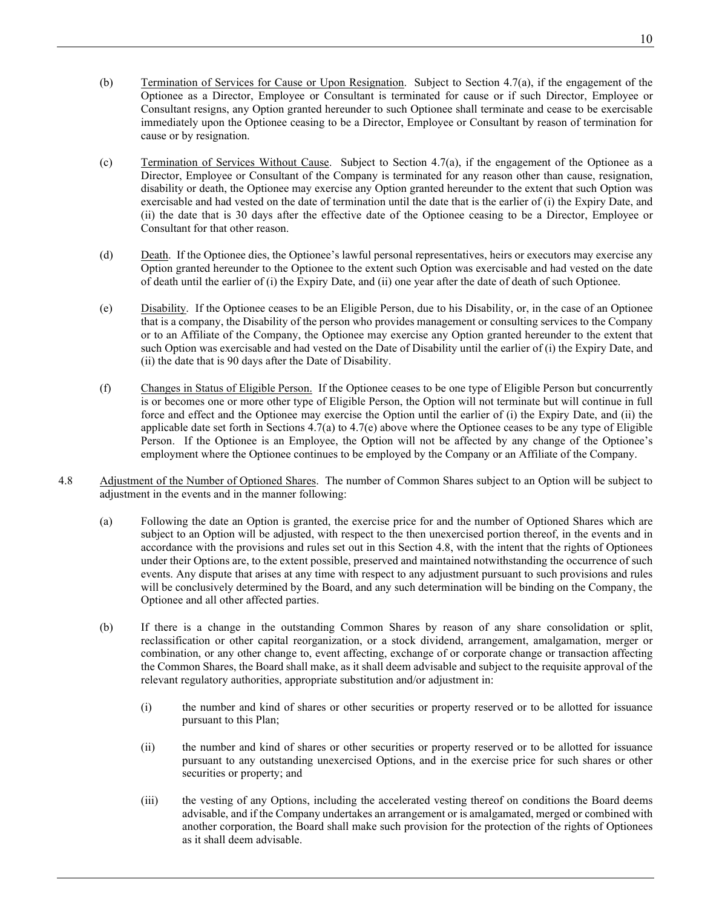(b) Termination of Services for Cause or Upon Resignation. Subject to Section 4.7(a), if the engagement of the Optionee as a Director, Employee or Consultant is terminated for cause or if such Director, Employee or Consultant resigns, any Option granted hereunder to such Optionee shall terminate and cease to be exercisable immediately upon the Optionee ceasing to be a Director, Employee or Consultant by reason of termination for cause or by resignation.

(c) Termination of Services Without Cause. Subject to Section 4.7(a), if the engagement of the Optionee as a Director, Employee or Consultant of the Company is terminated for any reason other than cause, resignation, disability or death, the Optionee may exercise any Option granted hereunder to the extent that such Option was exercisable and had vested on the date of termination until the date that is the earlier of (i) the Expiry Date, and (ii) the date that is 30 days after the effective date of the Optionee ceasing to be a Director, Employee or Consultant for that other reason.

(d) Death. If the Optionee dies, the Optionee's lawful personal representatives, heirs or executors may exercise any Option granted hereunder to the Optionee to the extent such Option was exercisable and had vested on the date of death until the earlier of (i) the Expiry Date, and (ii) one year after the date of death of such Optionee.

(e) Disability. If the Optionee ceases to be an Eligible Person, due to his Disability, or, in the case of an Optionee that is a company, the Disability of the person who provides management or consulting services to the Company or to an Affiliate of the Company, the Optionee may exercise any Option granted hereunder to the extent that such Option was exercisable and had vested on the Date of Disability until the earlier of (i) the Expiry Date, and (ii) the date that is 90 days after the Date of Disability.

(f) Changes in Status of Eligible Person. If the Optionee ceases to be one type of Eligible Person but concurrently is or becomes one or more other type of Eligible Person, the Option will not terminate but will continue in full force and effect and the Optionee may exercise the Option until the earlier of (i) the Expiry Date, and (ii) the applicable date set forth in Sections 4.7(a) to 4.7(e) above where the Optionee ceases to be any type of Eligible Person. If the Optionee is an Employee, the Option will not be affected by any change of the Optionee's employment where the Optionee continues to be employed by the Company or an Affiliate of the Company.

4.8 Adjustment of the Number of Optioned Shares. The number of Common Shares subject to an Option will be subject to adjustment in the events and in the manner following:

(a) Following the date an Option is granted, the exercise price for and the number of Optioned Shares which are subject to an Option will be adjusted, with respect to the then unexercised portion thereof, in the events and in accordance with the provisions and rules set out in this Section 4.8, with the intent that the rights of Optionees under their Options are, to the extent possible, preserved and maintained notwithstanding the occurrence of such events. Any dispute that arises at any time with respect to any adjustment pursuant to such provisions and rules will be conclusively determined by the Board, and any such determination will be binding on the Company, the Optionee and all other affected parties.

(b) If there is a change in the outstanding Common Shares by reason of any share consolidation or split, reclassification or other capital reorganization, or a stock dividend, arrangement, amalgamation, merger or combination, or any other change to, event affecting, exchange of or corporate change or transaction affecting the Common Shares, the Board shall make, as it shall deem advisable and subject to the requisite approval of the relevant regulatory authorities, appropriate substitution and/or adjustment in:

(i) the number and kind of shares or other securities or property reserved or to be allotted for issuance pursuant to this Plan;

(ii) the number and kind of shares or other securities or property reserved or to be allotted for issuance pursuant to any outstanding unexercised Options, and in the exercise price for such shares or other securities or property; and

(iii) the vesting of any Options, including the accelerated vesting thereof on conditions the Board deems advisable, and if the Company undertakes an arrangement or is amalgamated, merged or combined with another corporation, the Board shall make such provision for the protection of the rights of Optionees as it shall deem advisable.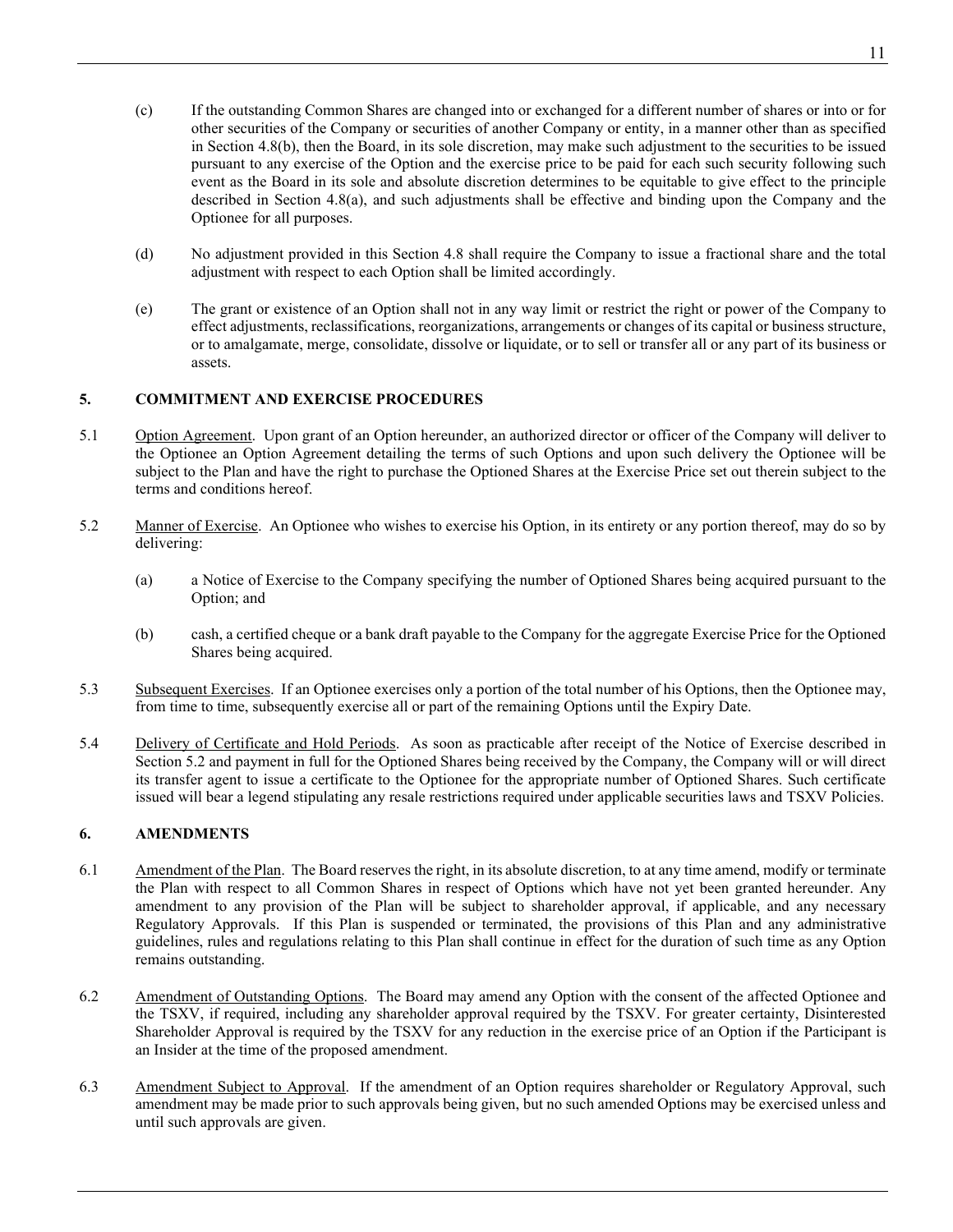(c) If the outstanding Common Shares are changed into or exchanged for a different number of shares or into or for other securities of the Company or securities of another Company or entity, in a manner other than as specified in Section 4.8(b), then the Board, in its sole discretion, may make such adjustment to the securities to be issued pursuant to any exercise of the Option and the exercise price to be paid for each such security following such event as the Board in its sole and absolute discretion determines to be equitable to give effect to the principle described in Section 4.8(a), and such adjustments shall be effective and binding upon the Company and the Optionee for all purposes.

(d) No adjustment provided in this Section 4.8 shall require the Company to issue a fractional share and the total adjustment with respect to each Option shall be limited accordingly.

(e) The grant or existence of an Option shall not in any way limit or restrict the right or power of the Company to effect adjustments, reclassifications, reorganizations, arrangements or changes of its capital or business structure, or to amalgamate, merge, consolidate, dissolve or liquidate, or to sell or transfer all or any part of its business or assets.

## 5. COMMITMENT AND EXERCISE PROCEDURES

5.1 Option Agreement. Upon grant of an Option hereunder, an authorized director or officer of the Company will deliver to the Optionee an Option Agreement detailing the terms of such Options and upon such delivery the Optionee will be subject to the Plan and have the right to purchase the Optioned Shares at the Exercise Price set out therein subject to the terms and conditions hereof.

5.2 Manner of Exercise. An Optionee who wishes to exercise his Option, in its entirety or any portion thereof, may do so by delivering:

(a) a Notice of Exercise to the Company specifying the number of Optioned Shares being acquired pursuant to the Option; and

(b) cash, a certified cheque or a bank draft payable to the Company for the aggregate Exercise Price for the Optioned Shares being acquired.

5.3 Subsequent Exercises. If an Optionee exercises only a portion of the total number of his Options, then the Optionee may, from time to time, subsequently exercise all or part of the remaining Options until the Expiry Date.

5.4 Delivery of Certificate and Hold Periods. As soon as practicable after receipt of the Notice of Exercise described in Section 5.2 and payment in full for the Optioned Shares being received by the Company, the Company will or will direct its transfer agent to issue a certificate to the Optionee for the appropriate number of Optioned Shares. Such certificate issued will bear a legend stipulating any resale restrictions required under applicable securities laws and TSXV Policies.

## 6. AMENDMENTS

6.1 Amendment of the Plan. The Board reserves the right, in its absolute discretion, to at any time amend, modify or terminate the Plan with respect to all Common Shares in respect of Options which have not yet been granted hereunder. Any amendment to any provision of the Plan will be subject to shareholder approval, if applicable, and any necessary Regulatory Approvals. If this Plan is suspended or terminated, the provisions of this Plan and any administrative guidelines, rules and regulations relating to this Plan shall continue in effect for the duration of such time as any Option remains outstanding.

6.2 Amendment of Outstanding Options. The Board may amend any Option with the consent of the affected Optionee and the TSXV, if required, including any shareholder approval required by the TSXV. For greater certainty, Disinterested Shareholder Approval is required by the TSXV for any reduction in the exercise price of an Option if the Participant is an Insider at the time of the proposed amendment.

6.3 Amendment Subject to Approval. If the amendment of an Option requires shareholder or Regulatory Approval, such amendment may be made prior to such approvals being given, but no such amended Options may be exercised unless and until such approvals are given.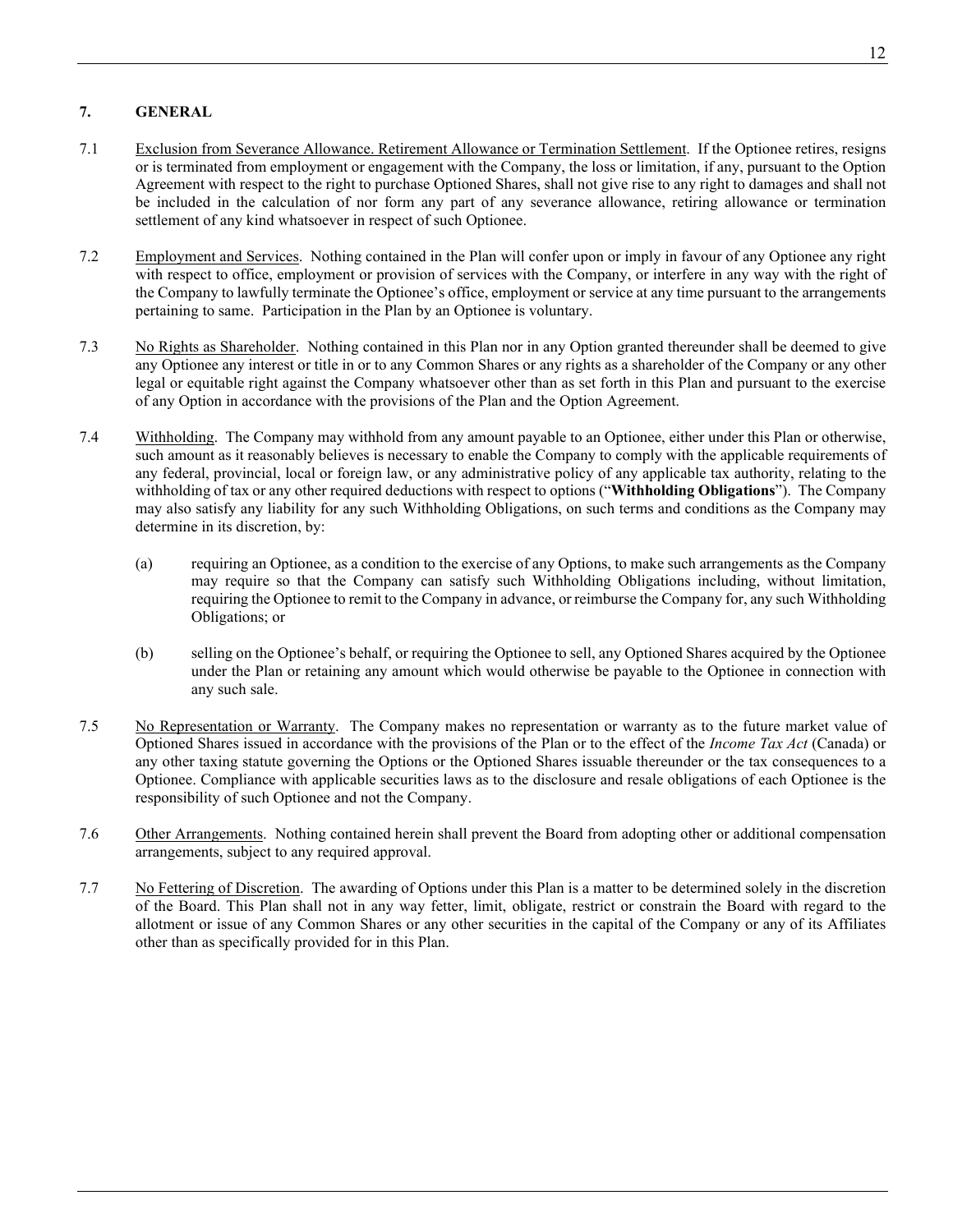## 7. GENERAL

7.1 Exclusion from Severance Allowance. Retirement Allowance or Termination Settlement. If the Optionee retires, resigns or is terminated from employment or engagement with the Company, the loss or limitation, if any, pursuant to the Option Agreement with respect to the right to purchase Optioned Shares, shall not give rise to any right to damages and shall not be included in the calculation of nor form any part of any severance allowance, retiring allowance or termination settlement of any kind whatsoever in respect of such Optionee.

7.2 Employment and Services. Nothing contained in the Plan will confer upon or imply in favour of any Optionee any right with respect to office, employment or provision of services with the Company, or interfere in any way with the right of the Company to lawfully terminate the Optionee's office, employment or service at any time pursuant to the arrangements pertaining to same. Participation in the Plan by an Optionee is voluntary.

7.3 No Rights as Shareholder. Nothing contained in this Plan nor in any Option granted thereunder shall be deemed to give any Optionee any interest or title in or to any Common Shares or any rights as a shareholder of the Company or any other legal or equitable right against the Company whatsoever other than as set forth in this Plan and pursuant to the exercise of any Option in accordance with the provisions of the Plan and the Option Agreement.

7.4 Withholding. The Company may withhold from any amount payable to an Optionee, either under this Plan or otherwise, such amount as it reasonably believes is necessary to enable the Company to comply with the applicable requirements of any federal, provincial, local or foreign law, or any administrative policy of any applicable tax authority, relating to the withholding of tax or any other required deductions with respect to options ("**Withholding Obligations**"). The Company may also satisfy any liability for any such Withholding Obligations, on such terms and conditions as the Company may determine in its discretion, by:

(a) requiring an Optionee, as a condition to the exercise of any Options, to make such arrangements as the Company may require so that the Company can satisfy such Withholding Obligations including, without limitation, requiring the Optionee to remit to the Company in advance, or reimburse the Company for, any such Withholding Obligations; or

(b) selling on the Optionee's behalf, or requiring the Optionee to sell, any Optioned Shares acquired by the Optionee under the Plan or retaining any amount which would otherwise be payable to the Optionee in connection with any such sale.

7.5 No Representation or Warranty. The Company makes no representation or warranty as to the future market value of Optioned Shares issued in accordance with the provisions of the Plan or to the effect of the *Income Tax Act* (Canada) or any other taxing statute governing the Options or the Optioned Shares issuable thereunder or the tax consequences to a Optionee. Compliance with applicable securities laws as to the disclosure and resale obligations of each Optionee is the responsibility of such Optionee and not the Company.

7.6 Other Arrangements. Nothing contained herein shall prevent the Board from adopting other or additional compensation arrangements, subject to any required approval.

7.7 No Fettering of Discretion. The awarding of Options under this Plan is a matter to be determined solely in the discretion of the Board. This Plan shall not in any way fetter, limit, obligate, restrict or constrain the Board with regard to the allotment or issue of any Common Shares or any other securities in the capital of the Company or any of its Affiliates other than as specifically provided for in this Plan.